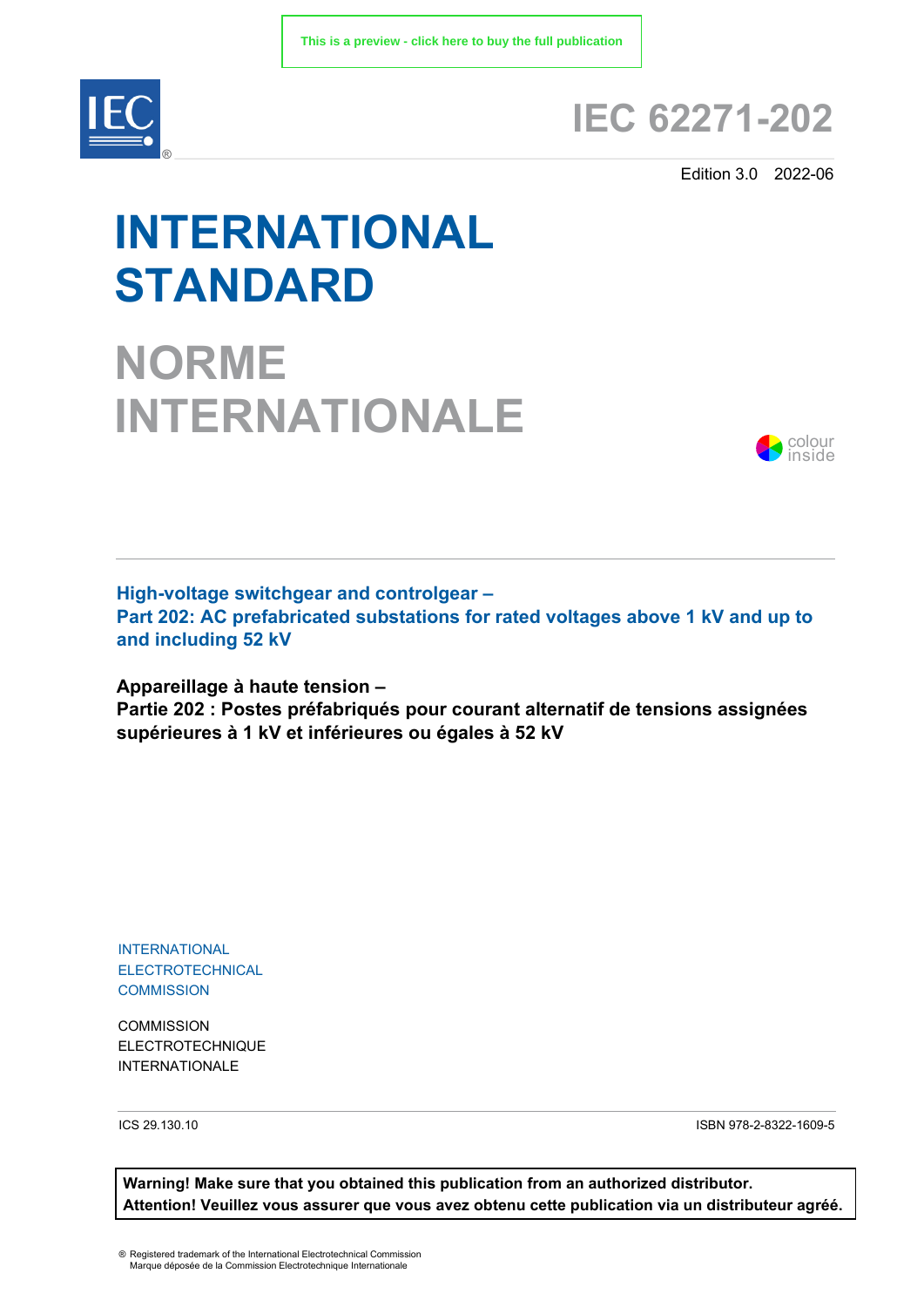This is a preview - click here to buy the full publication

# IEC 62271-202

Edition 3.0 2022-06

# INTERNATIONAL STANDARD

# NORME INTERNATIONALE

colour inside

**High-voltage switchgear and controlgear –**
**Part 202: AC prefabricated substations for rated voltages above 1 kV and up to and including 52 kV**

**Appareillage à haute tension –**
**Partie 202 : Postes préfabriqués pour courant alternatif de tensions assignées supérieures à 1 kV et inférieures ou égales à 52 kV**

INTERNATIONAL
ELECTROTECHNICAL
COMMISSION

COMMISSION
ELECTROTECHNIQUE
INTERNATIONALE

ICS 29.130.10

ISBN 978-2-8322-1609-5

**Warning! Make sure that you obtained this publication from an authorized distributor.**
**Attention! Veuillez vous assurer que vous avez obtenu cette publication via un distributeur agréé.**

® Registered trademark of the International Electrotechnical Commission
Marque déposée de la Commission Electrotechnique Internationale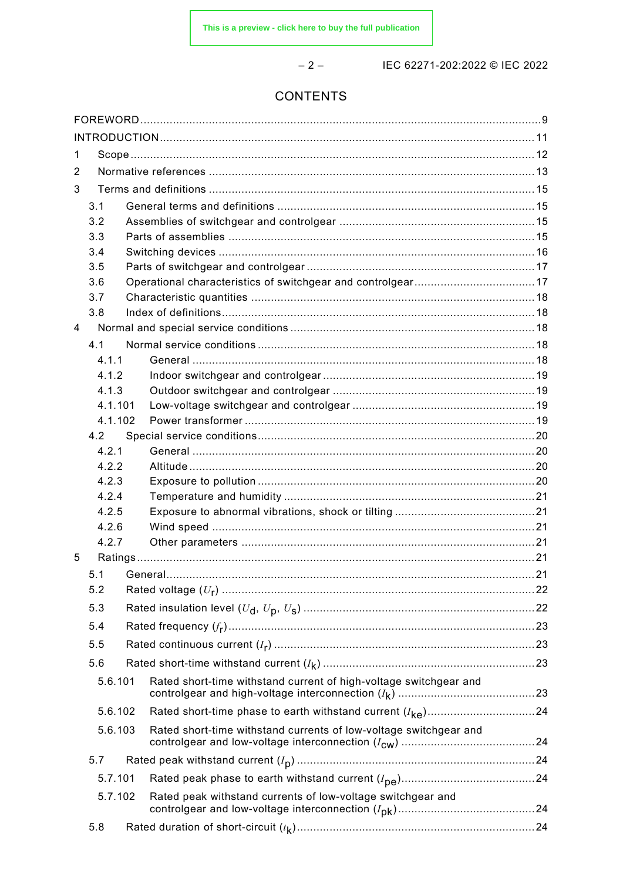# CONTENTS

FOREWORD ....... 9
INTRODUCTION ....... 11
1 Scope ....... 12
2 Normative references ....... 13
3 Terms and definitions ....... 15
3.1 General terms and definitions ....... 15
3.2 Assemblies of switchgear and controlgear ....... 15
3.3 Parts of assemblies ....... 15
3.4 Switching devices ....... 16
3.5 Parts of switchgear and controlgear ....... 17
3.6 Operational characteristics of switchgear and controlgear ....... 17
3.7 Characteristic quantities ....... 18
3.8 Index of definitions ....... 18
4 Normal and special service conditions ....... 18
4.1 Normal service conditions ....... 18
4.1.1 General ....... 18
4.1.2 Indoor switchgear and controlgear ....... 19
4.1.3 Outdoor switchgear and controlgear ....... 19
4.1.101 Low-voltage switchgear and controlgear ....... 19
4.1.102 Power transformer ....... 19
4.2 Special service conditions ....... 20
4.2.1 General ....... 20
4.2.2 Altitude ....... 20
4.2.3 Exposure to pollution ....... 20
4.2.4 Temperature and humidity ....... 21
4.2.5 Exposure to abnormal vibrations, shock or tilting ....... 21
4.2.6 Wind speed ....... 21
4.2.7 Other parameters ....... 21
5 Ratings ....... 21
5.1 General ....... 21
5.2 Rated voltage ($U_r$) ....... 22
5.3 Rated insulation level ($U_d$, $U_p$, $U_s$) ....... 22
5.4 Rated frequency ($f_r$) ....... 23
5.5 Rated continuous current ($I_r$) ....... 23
5.6 Rated short-time withstand current ($I_k$) ....... 23
5.6.101 Rated short-time withstand current of high-voltage switchgear and controlgear and high-voltage interconnection ($I_k$) ....... 23
5.6.102 Rated short-time phase to earth withstand current ($I_{ke}$) ....... 24
5.6.103 Rated short-time withstand currents of low-voltage switchgear and controlgear and low-voltage interconnection ($I_{cw}$) ....... 24
5.7 Rated peak withstand current ($I_p$) ....... 24
5.7.101 Rated peak phase to earth withstand current ($I_{pe}$) ....... 24
5.7.102 Rated peak withstand currents of low-voltage switchgear and controlgear and low-voltage interconnection ($I_{pk}$) ....... 24
5.8 Rated duration of short-circuit ($t_k$) ....... 24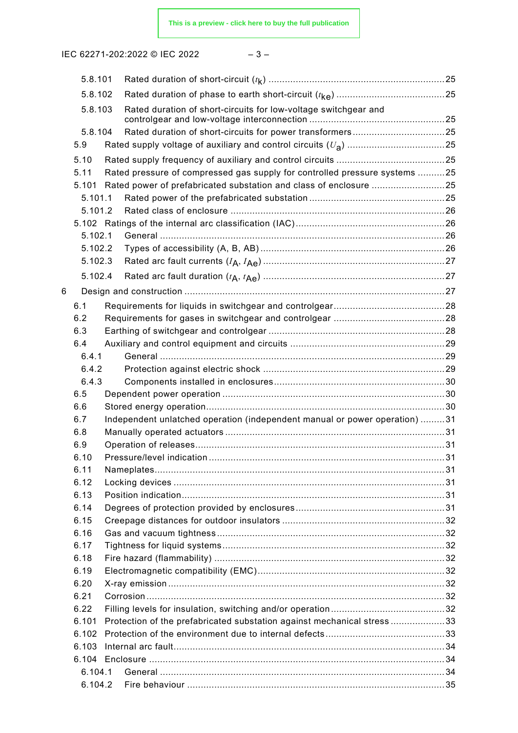5.8.101 Rated duration of short-circuit ($t_k$) .......................................................................25

5.8.102 Rated duration of phase to earth short-circuit ($t_{ke}$) .......................................25

5.8.103 Rated duration of short-circuits for low-voltage switchgear and controlgear and low-voltage interconnection .......................................................25

5.8.104 Rated duration of short-circuits for power transformers ...................................25

5.9 Rated supply voltage of auxiliary and control circuits ($U_a$) .....................................25

5.10 Rated supply frequency of auxiliary and control circuits .........................................25

5.11 Rated pressure of compressed gas supply for controlled pressure systems ...........25

5.101 Rated power of prefabricated substation and class of enclosure ...........................25

5.101.1 Rated power of the prefabricated substation ...................................................25

5.101.2 Rated class of enclosure ..................................................................................26

5.102 Ratings of the internal arc classification (IAC).........................................................26

5.102.1 General ...........................................................................................................26

5.102.2 Types of accessibility (A, B, AB) .....................................................................26

5.102.3 Rated arc fault currents ($I_A$, $I_{Ae}$) ..............................................................27

5.102.4 Rated arc fault duration ($t_A$, $t_{Ae}$) ...............................................................27

6 Design and construction .................................................................................................27

6.1 Requirements for liquids in switchgear and controlgear..........................................28

6.2 Requirements for gases in switchgear and controlgear ..........................................28

6.3 Earthing of switchgear and controlgear ..................................................................28

6.4 Auxiliary and control equipment and circuits ..........................................................29

6.4.1 General ...........................................................................................................29

6.4.2 Protection against electric shock ....................................................................29

6.4.3 Components installed in enclosures................................................................30

6.5 Dependent power operation ...................................................................................30

6.6 Stored energy operation.........................................................................................30

6.7 Independent unlatched operation (independent manual or power operation) .........31

6.8 Manually operated actuators ..................................................................................31

6.9 Operation of releases.............................................................................................31

6.10 Pressure/level indication ........................................................................................31

6.11 Nameplates............................................................................................................31

6.12 Locking devices .....................................................................................................31

6.13 Position indication...................................................................................................31

6.14 Degrees of protection provided by enclosures........................................................31

6.15 Creepage distances for outdoor insulators .............................................................32

6.16 Gas and vacuum tightness.....................................................................................32

6.17 Tightness for liquid systems....................................................................................32

6.18 Fire hazard (flammability) ......................................................................................32

6.19 Electromagnetic compatibility (EMC)......................................................................32

6.20 X-ray emission .......................................................................................................32

6.21 Corrosion ...............................................................................................................32

6.22 Filling levels for insulation, switching and/or operation...........................................32

6.101 Protection of the prefabricated substation against mechanical stress .....................33

6.102 Protection of the environment due to internal defects.............................................33

6.103 Internal arc fault.....................................................................................................34

6.104 Enclosure ..............................................................................................................34

6.104.1 General ...........................................................................................................34

6.104.2 Fire behaviour .................................................................................................35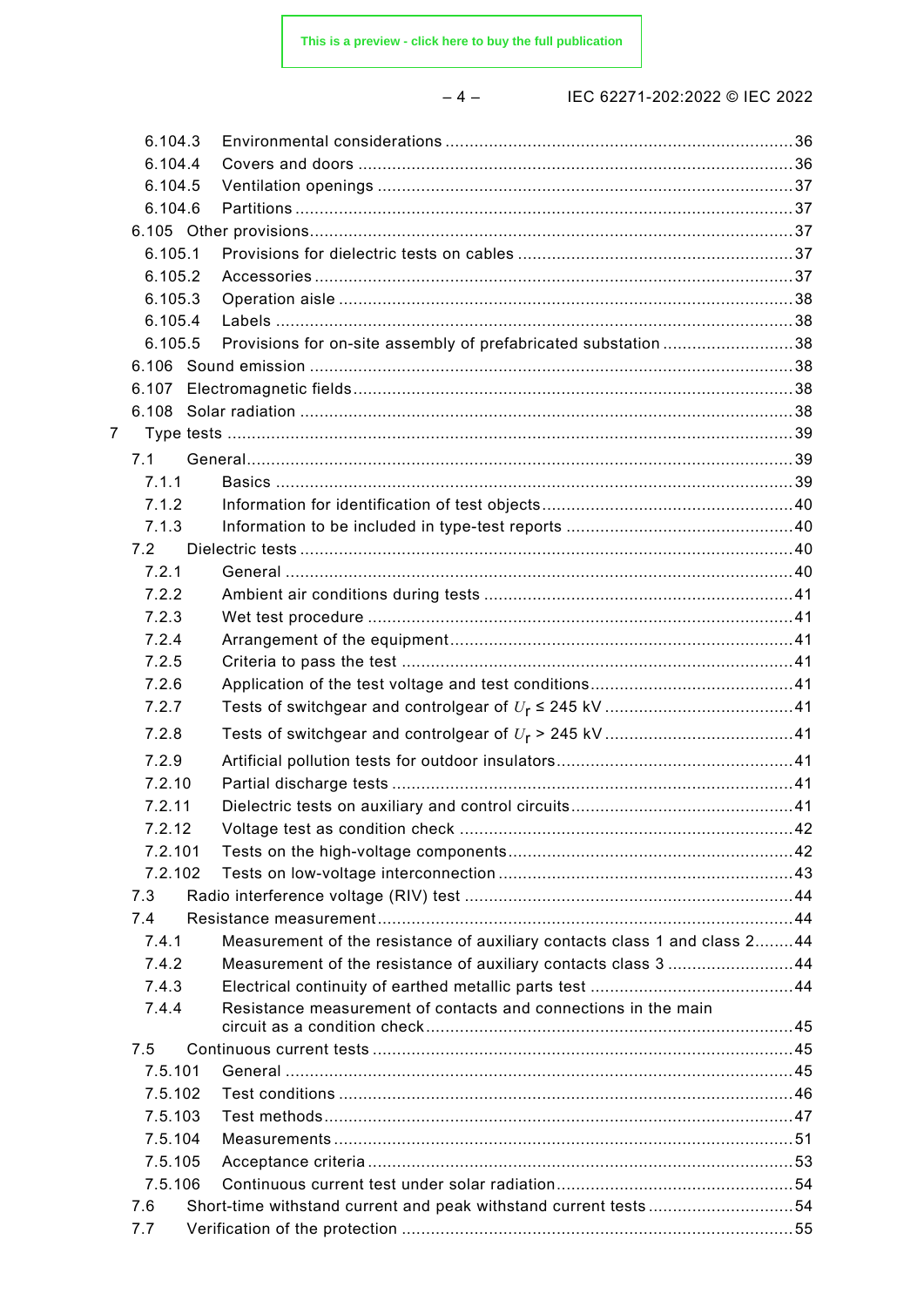6.104.3 Environmental considerations ........................................................................36
6.104.4 Covers and doors ..........................................................................................36
6.104.5 Ventilation openings ......................................................................................37
6.104.6 Partitions .......................................................................................................37
6.105 Other provisions....................................................................................................37
6.105.1 Provisions for dielectric tests on cables .........................................................37
6.105.2 Accessories ...................................................................................................37
6.105.3 Operation aisle ..............................................................................................38
6.105.4 Labels ...........................................................................................................38
6.105.5 Provisions for on-site assembly of prefabricated substation ............................38
6.106 Sound emission ....................................................................................................38
6.107 Electromagnetic fields...........................................................................................38
6.108 Solar radiation ......................................................................................................38
7 Type tests .....................................................................................................................39
7.1 General.................................................................................................................39
7.1.1 Basics ...........................................................................................................39
7.1.2 Information for identification of test objects....................................................40
7.1.3 Information to be included in type-test reports ...............................................40
7.2 Dielectric tests .....................................................................................................40
7.2.1 General .........................................................................................................40
7.2.2 Ambient air conditions during tests ................................................................41
7.2.3 Wet test procedure ........................................................................................41
7.2.4 Arrangement of the equipment.......................................................................41
7.2.5 Criteria to pass the test .................................................................................41
7.2.6 Application of the test voltage and test conditions..........................................41
7.2.7 Tests of switchgear and controlgear of $U_r \leq 245$ kV .......................................41
7.2.8 Tests of switchgear and controlgear of $U_r > 245$ kV .......................................41
7.2.9 Artificial pollution tests for outdoor insulators.................................................41
7.2.10 Partial discharge tests ...................................................................................41
7.2.11 Dielectric tests on auxiliary and control circuits..............................................41
7.2.12 Voltage test as condition check .....................................................................42
7.2.101 Tests on the high-voltage components...........................................................42
7.2.102 Tests on low-voltage interconnection .............................................................43
7.3 Radio interference voltage (RIV) test ....................................................................44
7.4 Resistance measurement......................................................................................44
7.4.1 Measurement of the resistance of auxiliary contacts class 1 and class 2........44
7.4.2 Measurement of the resistance of auxiliary contacts class 3 ..........................44
7.4.3 Electrical continuity of earthed metallic parts test ..........................................44
7.4.4 Resistance measurement of contacts and connections in the main circuit as a condition check............................................................................45
7.5 Continuous current tests .......................................................................................45
7.5.101 General .........................................................................................................45
7.5.102 Test conditions ..............................................................................................46
7.5.103 Test methods.................................................................................................47
7.5.104 Measurements ...............................................................................................51
7.5.105 Acceptance criteria ........................................................................................53
7.5.106 Continuous current test under solar radiation.................................................54
7.6 Short-time withstand current and peak withstand current tests ..............................54
7.7 Verification of the protection .................................................................................55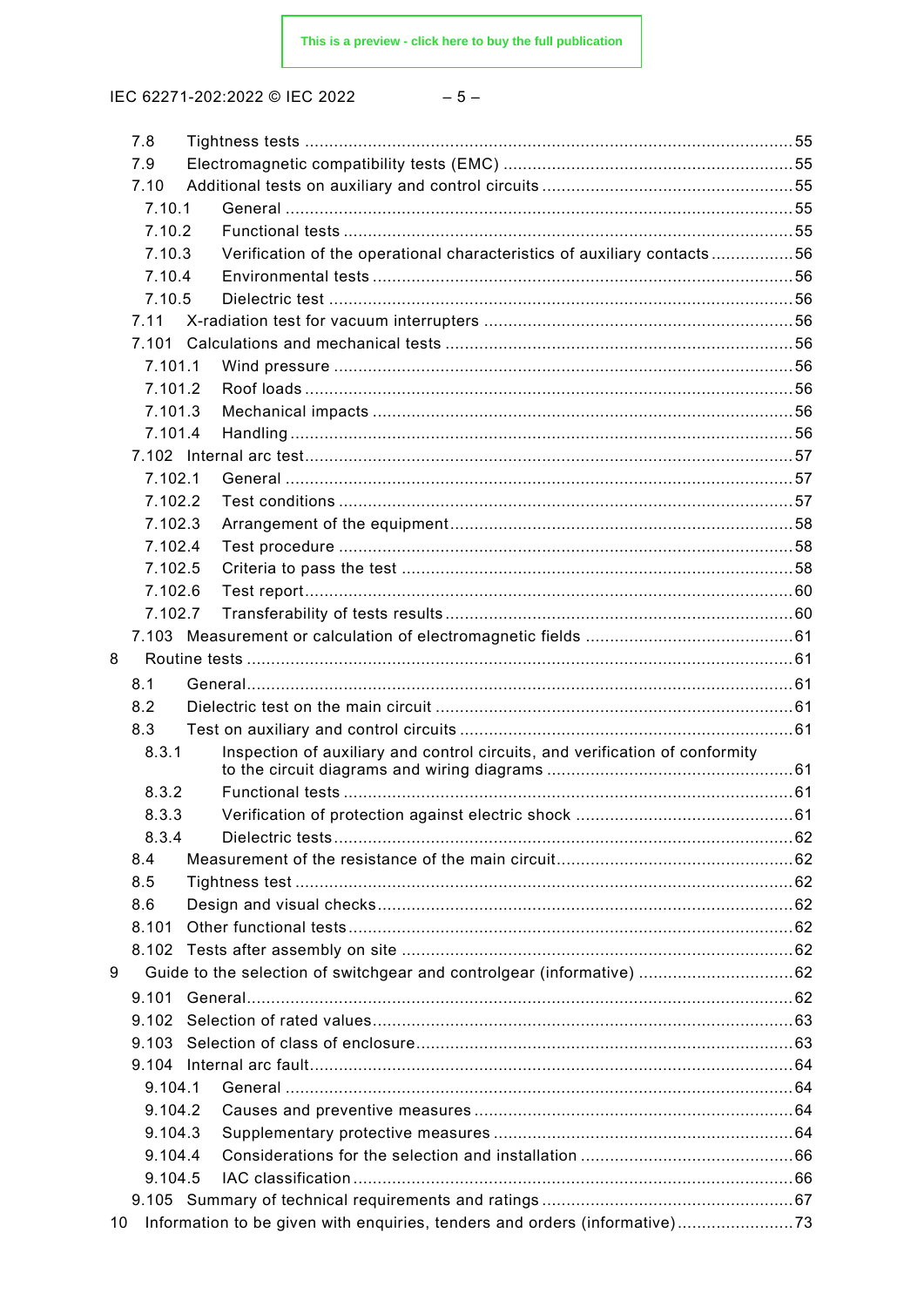7.8 Tightness tests ..... 55
7.9 Electromagnetic compatibility tests (EMC) ..... 55
7.10 Additional tests on auxiliary and control circuits ..... 55
7.10.1 General ..... 55
7.10.2 Functional tests ..... 55
7.10.3 Verification of the operational characteristics of auxiliary contacts ..... 56
7.10.4 Environmental tests ..... 56
7.10.5 Dielectric test ..... 56
7.11 X-radiation test for vacuum interrupters ..... 56
7.101 Calculations and mechanical tests ..... 56
7.101.1 Wind pressure ..... 56
7.101.2 Roof loads ..... 56
7.101.3 Mechanical impacts ..... 56
7.101.4 Handling ..... 56
7.102 Internal arc test ..... 57
7.102.1 General ..... 57
7.102.2 Test conditions ..... 57
7.102.3 Arrangement of the equipment ..... 58
7.102.4 Test procedure ..... 58
7.102.5 Criteria to pass the test ..... 58
7.102.6 Test report ..... 60
7.102.7 Transferability of tests results ..... 60
7.103 Measurement or calculation of electromagnetic fields ..... 61
8 Routine tests ..... 61
8.1 General ..... 61
8.2 Dielectric test on the main circuit ..... 61
8.3 Test on auxiliary and control circuits ..... 61
8.3.1 Inspection of auxiliary and control circuits, and verification of conformity to the circuit diagrams and wiring diagrams ..... 61
8.3.2 Functional tests ..... 61
8.3.3 Verification of protection against electric shock ..... 61
8.3.4 Dielectric tests ..... 62
8.4 Measurement of the resistance of the main circuit ..... 62
8.5 Tightness test ..... 62
8.6 Design and visual checks ..... 62
8.101 Other functional tests ..... 62
8.102 Tests after assembly on site ..... 62
9 Guide to the selection of switchgear and controlgear (informative) ..... 62
9.101 General ..... 62
9.102 Selection of rated values ..... 63
9.103 Selection of class of enclosure ..... 63
9.104 Internal arc fault ..... 64
9.104.1 General ..... 64
9.104.2 Causes and preventive measures ..... 64
9.104.3 Supplementary protective measures ..... 64
9.104.4 Considerations for the selection and installation ..... 66
9.104.5 IAC classification ..... 66
9.105 Summary of technical requirements and ratings ..... 67
10 Information to be given with enquiries, tenders and orders (informative) ..... 73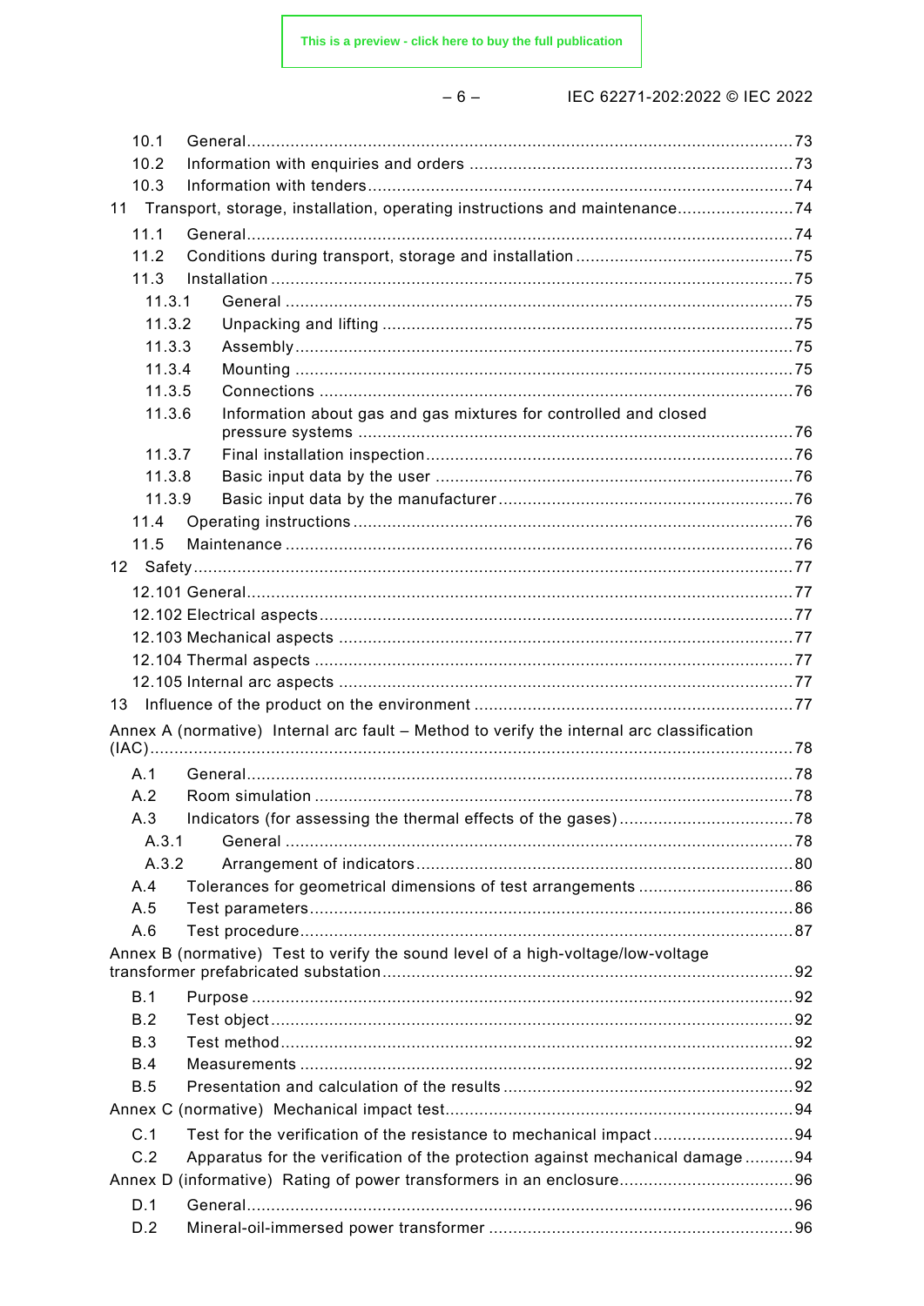10.1 General ........................................................................................................................ 73
10.2 Information with enquiries and orders ................................................................... 73
10.3 Information with tenders ....................................................................................... 74
11 Transport, storage, installation, operating instructions and maintenance ........................ 74
11.1 General ........................................................................................................................ 74
11.2 Conditions during transport, storage and installation ............................................. 75
11.3 Installation ............................................................................................................ 75
11.3.1 General ......................................................................................................... 75
11.3.2 Unpacking and lifting ..................................................................................... 75
11.3.3 Assembly ....................................................................................................... 75
11.3.4 Mounting ...................................................................................................... 75
11.3.5 Connections .................................................................................................. 76
11.3.6 Information about gas and gas mixtures for controlled and closed pressure systems ......................................................................................................... 76
11.3.7 Final installation inspection ............................................................................ 76
11.3.8 Basic input data by the user ......................................................................... 76
11.3.9 Basic input data by the manufacturer ............................................................. 76
11.4 Operating instructions .......................................................................................... 76
11.5 Maintenance ........................................................................................................ 76
12 Safety ............................................................................................................................ 77
12.101 General ................................................................................................................ 77
12.102 Electrical aspects ................................................................................................. 77
12.103 Mechanical aspects ............................................................................................. 77
12.104 Thermal aspects .................................................................................................. 77
12.105 Internal arc aspects ............................................................................................. 77
13 Influence of the product on the environment .................................................................. 77
Annex A (normative) Internal arc fault – Method to verify the internal arc classification (IAC) .................................................................................................................................. 78
A.1 General ........................................................................................................................ 78
A.2 Room simulation .................................................................................................. 78
A.3 Indicators (for assessing the thermal effects of the gases) .................................... 78
A.3.1 General ......................................................................................................... 78
A.3.2 Arrangement of indicators ............................................................................. 80
A.4 Tolerances for geometrical dimensions of test arrangements ................................ 86
A.5 Test parameters ................................................................................................... 86
A.6 Test procedure ..................................................................................................... 87
Annex B (normative) Test to verify the sound level of a high-voltage/low-voltage transformer prefabricated substation ..................................................................................... 92
B.1 Purpose ............................................................................................................... 92
B.2 Test object ........................................................................................................... 92
B.3 Test method ......................................................................................................... 92
B.4 Measurements ..................................................................................................... 92
B.5 Presentation and calculation of the results ............................................................ 92
Annex C (normative) Mechanical impact test ....................................................................... 94
C.1 Test for the verification of the resistance to mechanical impact ............................. 94
C.2 Apparatus for the verification of the protection against mechanical damage .......... 94
Annex D (informative) Rating of power transformers in an enclosure .................................... 96
D.1 General ........................................................................................................................ 96
D.2 Mineral-oil-immersed power transformer ............................................................... 96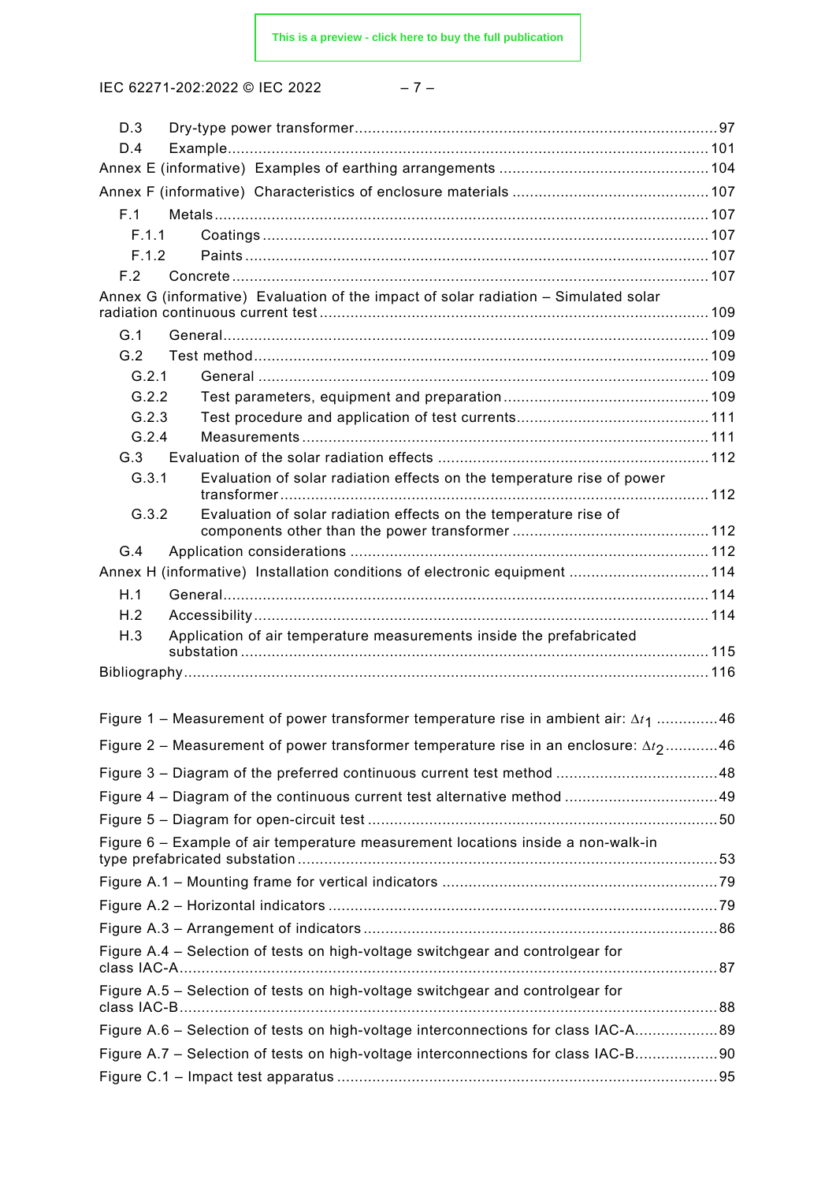D.3 Dry-type power transformer ... 97
D.4 Example ... 101
Annex E (informative) Examples of earthing arrangements ... 104
Annex F (informative) Characteristics of enclosure materials ... 107
F.1 Metals ... 107
F.1.1 Coatings ... 107
F.1.2 Paints ... 107
F.2 Concrete ... 107
Annex G (informative) Evaluation of the impact of solar radiation – Simulated solar radiation continuous current test ... 109
G.1 General ... 109
G.2 Test method ... 109
G.2.1 General ... 109
G.2.2 Test parameters, equipment and preparation ... 109
G.2.3 Test procedure and application of test currents ... 111
G.2.4 Measurements ... 111
G.3 Evaluation of the solar radiation effects ... 112
G.3.1 Evaluation of solar radiation effects on the temperature rise of power transformer ... 112
G.3.2 Evaluation of solar radiation effects on the temperature rise of components other than the power transformer ... 112
G.4 Application considerations ... 112
Annex H (informative) Installation conditions of electronic equipment ... 114
H.1 General ... 114
H.2 Accessibility ... 114
H.3 Application of air temperature measurements inside the prefabricated substation ... 115
Bibliography ... 116

Figure 1 – Measurement of power transformer temperature rise in ambient air: $\Delta t_1$ ... 46
Figure 2 – Measurement of power transformer temperature rise in an enclosure: $\Delta t_2$ ... 46
Figure 3 – Diagram of the preferred continuous current test method ... 48
Figure 4 – Diagram of the continuous current test alternative method ... 49
Figure 5 – Diagram for open-circuit test ... 50
Figure 6 – Example of air temperature measurement locations inside a non-walk-in type prefabricated substation ... 53
Figure A.1 – Mounting frame for vertical indicators ... 79
Figure A.2 – Horizontal indicators ... 79
Figure A.3 – Arrangement of indicators ... 86
Figure A.4 – Selection of tests on high-voltage switchgear and controlgear for class IAC-A ... 87
Figure A.5 – Selection of tests on high-voltage switchgear and controlgear for class IAC-B ... 88
Figure A.6 – Selection of tests on high-voltage interconnections for class IAC-A ... 89
Figure A.7 – Selection of tests on high-voltage interconnections for class IAC-B ... 90
Figure C.1 – Impact test apparatus ... 95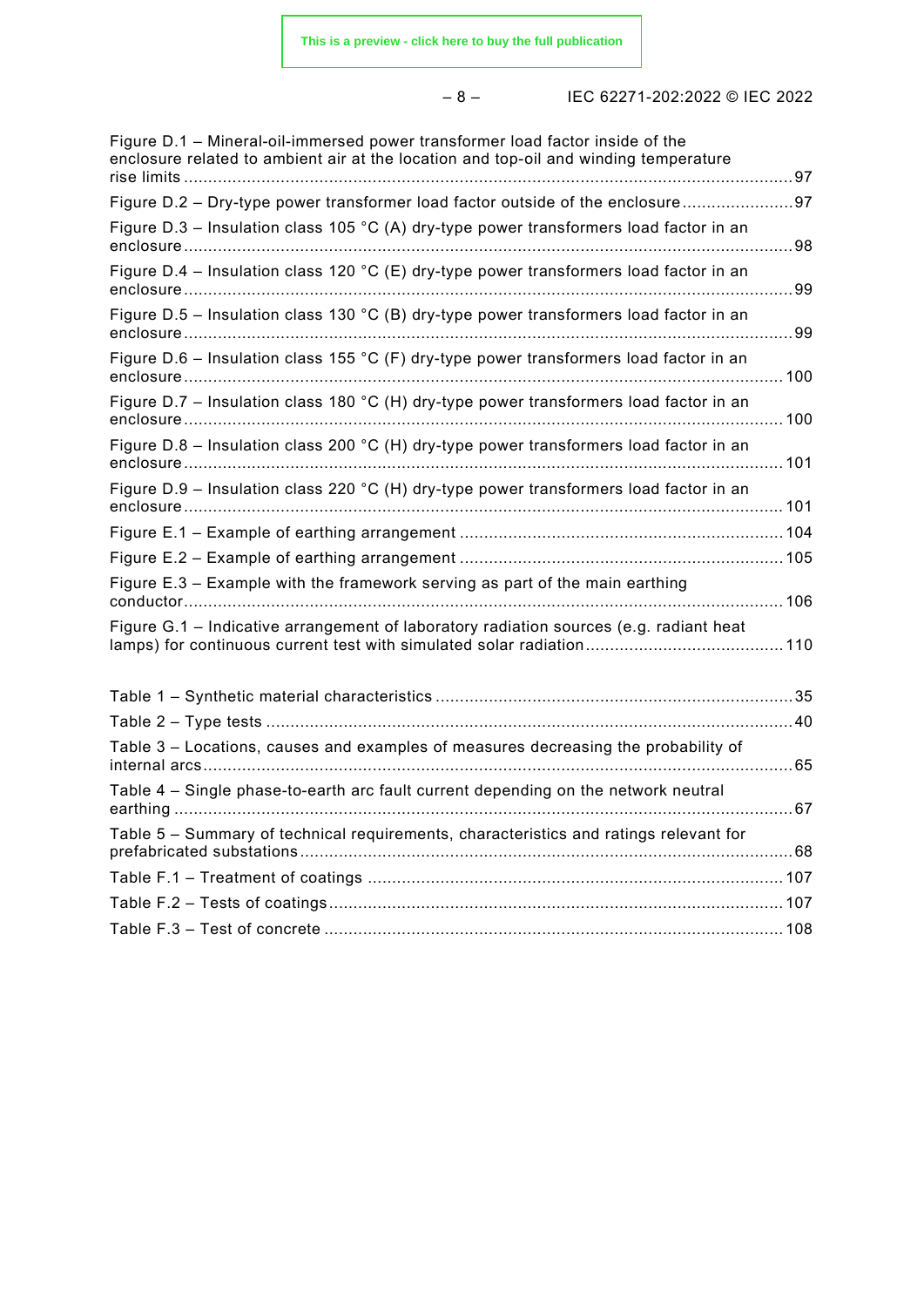Figure D.1 – Mineral-oil-immersed power transformer load factor inside of the enclosure related to ambient air at the location and top-oil and winding temperature rise limits ....................................................................................................................... 97

Figure D.2 – Dry-type power transformer load factor outside of the enclosure ...................... 97

Figure D.3 – Insulation class 105 °C (A) dry-type power transformers load factor in an enclosure ........................................................................................................................... 98

Figure D.4 – Insulation class 120 °C (E) dry-type power transformers load factor in an enclosure ........................................................................................................................... 99

Figure D.5 – Insulation class 130 °C (B) dry-type power transformers load factor in an enclosure ........................................................................................................................... 99

Figure D.6 – Insulation class 155 °C (F) dry-type power transformers load factor in an enclosure ......................................................................................................................... 100

Figure D.7 – Insulation class 180 °C (H) dry-type power transformers load factor in an enclosure ......................................................................................................................... 100

Figure D.8 – Insulation class 200 °C (H) dry-type power transformers load factor in an enclosure ......................................................................................................................... 101

Figure D.9 – Insulation class 220 °C (H) dry-type power transformers load factor in an enclosure ......................................................................................................................... 101

Figure E.1 – Example of earthing arrangement .................................................................. 104

Figure E.2 – Example of earthing arrangement .................................................................. 105

Figure E.3 – Example with the framework serving as part of the main earthing conductor ......................................................................................................................... 106

Figure G.1 – Indicative arrangement of laboratory radiation sources (e.g. radiant heat lamps) for continuous current test with simulated solar radiation ........................................ 110

Table 1 – Synthetic material characteristics ......................................................................... 35

Table 2 – Type tests ........................................................................................................... 40

Table 3 – Locations, causes and examples of measures decreasing the probability of internal arcs ........................................................................................................................ 65

Table 4 – Single phase-to-earth arc fault current depending on the network neutral earthing ............................................................................................................................... 67

Table 5 – Summary of technical requirements, characteristics and ratings relevant for prefabricated substations ..................................................................................................... 68

Table F.1 – Treatment of coatings ..................................................................................... 107

Table F.2 – Tests of coatings ............................................................................................. 107

Table F.3 – Test of concrete .............................................................................................. 108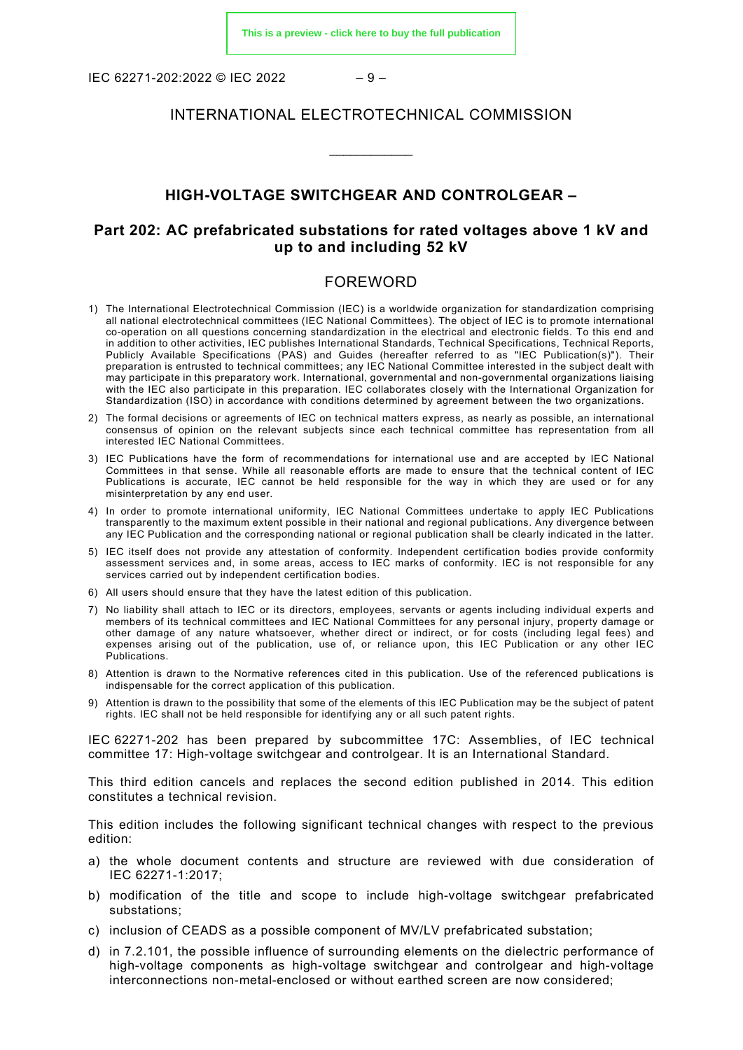INTERNATIONAL ELECTROTECHNICAL COMMISSION

\_\_\_\_\_\_\_\_\_\_\_\_

# HIGH-VOLTAGE SWITCHGEAR AND CONTROLGEAR –

# Part 202: AC prefabricated substations for rated voltages above 1 kV and up to and including 52 kV

## FOREWORD

1) The International Electrotechnical Commission (IEC) is a worldwide organization for standardization comprising all national electrotechnical committees (IEC National Committees). The object of IEC is to promote international co-operation on all questions concerning standardization in the electrical and electronic fields. To this end and in addition to other activities, IEC publishes International Standards, Technical Specifications, Technical Reports, Publicly Available Specifications (PAS) and Guides (hereafter referred to as "IEC Publication(s)"). Their preparation is entrusted to technical committees; any IEC National Committee interested in the subject dealt with may participate in this preparatory work. International, governmental and non-governmental organizations liaising with the IEC also participate in this preparation. IEC collaborates closely with the International Organization for Standardization (ISO) in accordance with conditions determined by agreement between the two organizations.
2) The formal decisions or agreements of IEC on technical matters express, as nearly as possible, an international consensus of opinion on the relevant subjects since each technical committee has representation from all interested IEC National Committees.
3) IEC Publications have the form of recommendations for international use and are accepted by IEC National Committees in that sense. While all reasonable efforts are made to ensure that the technical content of IEC Publications is accurate, IEC cannot be held responsible for the way in which they are used or for any misinterpretation by any end user.
4) In order to promote international uniformity, IEC National Committees undertake to apply IEC Publications transparently to the maximum extent possible in their national and regional publications. Any divergence between any IEC Publication and the corresponding national or regional publication shall be clearly indicated in the latter.
5) IEC itself does not provide any attestation of conformity. Independent certification bodies provide conformity assessment services and, in some areas, access to IEC marks of conformity. IEC is not responsible for any services carried out by independent certification bodies.
6) All users should ensure that they have the latest edition of this publication.
7) No liability shall attach to IEC or its directors, employees, servants or agents including individual experts and members of its technical committees and IEC National Committees for any personal injury, property damage or other damage of any nature whatsoever, whether direct or indirect, or for costs (including legal fees) and expenses arising out of the publication, use of, or reliance upon, this IEC Publication or any other IEC Publications.
8) Attention is drawn to the Normative references cited in this publication. Use of the referenced publications is indispensable for the correct application of this publication.
9) Attention is drawn to the possibility that some of the elements of this IEC Publication may be the subject of patent rights. IEC shall not be held responsible for identifying any or all such patent rights.

IEC 62271-202 has been prepared by subcommittee 17C: Assemblies, of IEC technical committee 17: High-voltage switchgear and controlgear. It is an International Standard.

This third edition cancels and replaces the second edition published in 2014. This edition constitutes a technical revision.

This edition includes the following significant technical changes with respect to the previous edition:

a) the whole document contents and structure are reviewed with due consideration of IEC 62271-1:2017;
b) modification of the title and scope to include high-voltage switchgear prefabricated substations;
c) inclusion of CEADS as a possible component of MV/LV prefabricated substation;
d) in 7.2.101, the possible influence of surrounding elements on the dielectric performance of high-voltage components as high-voltage switchgear and controlgear and high-voltage interconnections non-metal-enclosed or without earthed screen are now considered;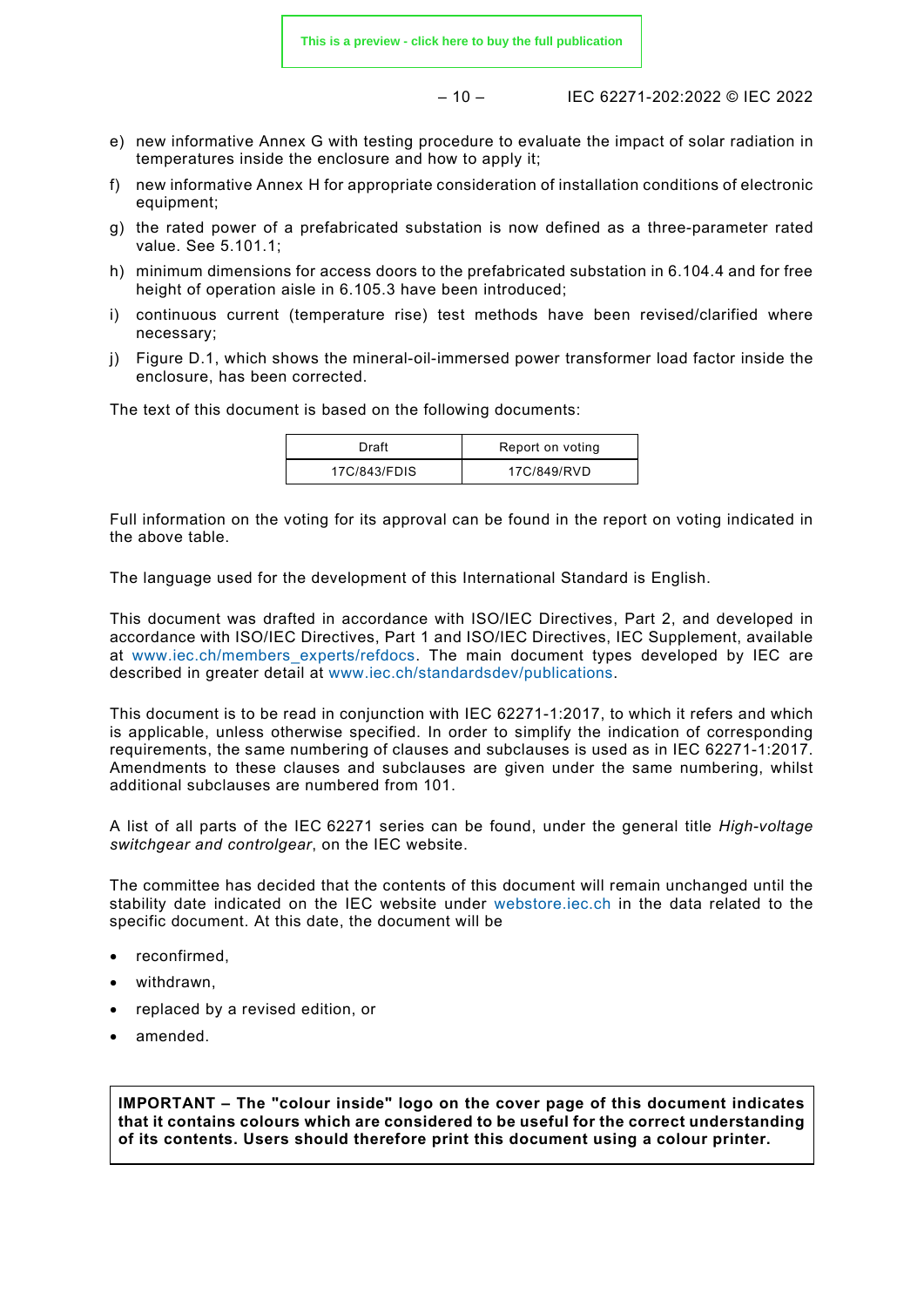e) new informative Annex G with testing procedure to evaluate the impact of solar radiation in temperatures inside the enclosure and how to apply it;

f) new informative Annex H for appropriate consideration of installation conditions of electronic equipment;

g) the rated power of a prefabricated substation is now defined as a three-parameter rated value. See 5.101.1;

h) minimum dimensions for access doors to the prefabricated substation in 6.104.4 and for free height of operation aisle in 6.105.3 have been introduced;

i) continuous current (temperature rise) test methods have been revised/clarified where necessary;

j) Figure D.1, which shows the mineral-oil-immersed power transformer load factor inside the enclosure, has been corrected.

The text of this document is based on the following documents:

| Draft | Report on voting |
|---|---|
| 17C/843/FDIS | 17C/849/RVD |

Full information on the voting for its approval can be found in the report on voting indicated in the above table.

The language used for the development of this International Standard is English.

This document was drafted in accordance with ISO/IEC Directives, Part 2, and developed in accordance with ISO/IEC Directives, Part 1 and ISO/IEC Directives, IEC Supplement, available at www.iec.ch/members_experts/refdocs. The main document types developed by IEC are described in greater detail at www.iec.ch/standardsdev/publications.

This document is to be read in conjunction with IEC 62271-1:2017, to which it refers and which is applicable, unless otherwise specified. In order to simplify the indication of corresponding requirements, the same numbering of clauses and subclauses is used as in IEC 62271-1:2017. Amendments to these clauses and subclauses are given under the same numbering, whilst additional subclauses are numbered from 101.

A list of all parts of the IEC 62271 series can be found, under the general title *High-voltage switchgear and controlgear*, on the IEC website.

The committee has decided that the contents of this document will remain unchanged until the stability date indicated on the IEC website under webstore.iec.ch in the data related to the specific document. At this date, the document will be

- reconfirmed,
- withdrawn,
- replaced by a revised edition, or
- amended.

**IMPORTANT – The "colour inside" logo on the cover page of this document indicates that it contains colours which are considered to be useful for the correct understanding of its contents. Users should therefore print this document using a colour printer.**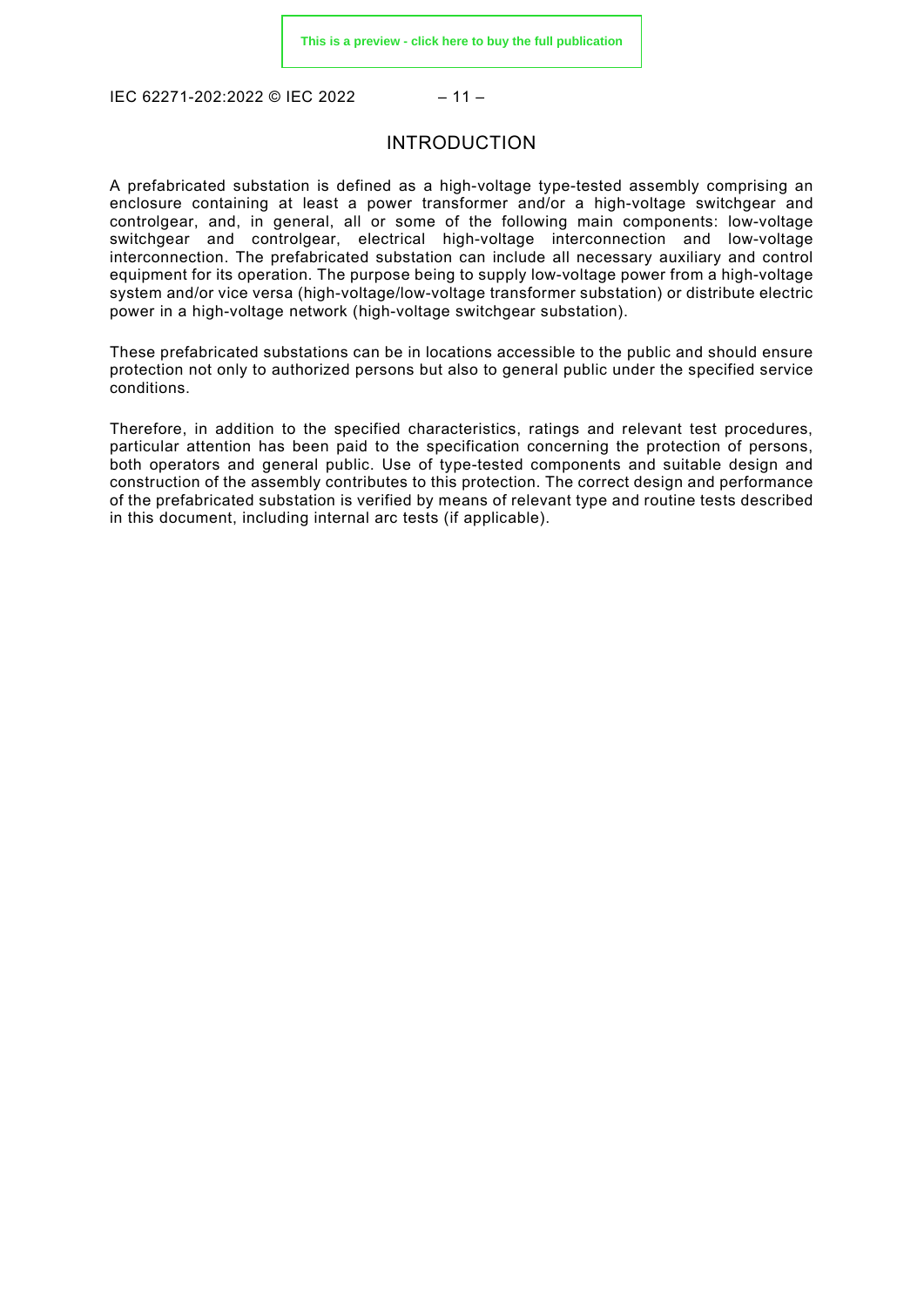# INTRODUCTION

A prefabricated substation is defined as a high-voltage type-tested assembly comprising an enclosure containing at least a power transformer and/or a high-voltage switchgear and controlgear, and, in general, all or some of the following main components: low-voltage switchgear and controlgear, electrical high-voltage interconnection and low-voltage interconnection. The prefabricated substation can include all necessary auxiliary and control equipment for its operation. The purpose being to supply low-voltage power from a high-voltage system and/or vice versa (high-voltage/low-voltage transformer substation) or distribute electric power in a high-voltage network (high-voltage switchgear substation).

These prefabricated substations can be in locations accessible to the public and should ensure protection not only to authorized persons but also to general public under the specified service conditions.

Therefore, in addition to the specified characteristics, ratings and relevant test procedures, particular attention has been paid to the specification concerning the protection of persons, both operators and general public. Use of type-tested components and suitable design and construction of the assembly contributes to this protection. The correct design and performance of the prefabricated substation is verified by means of relevant type and routine tests described in this document, including internal arc tests (if applicable).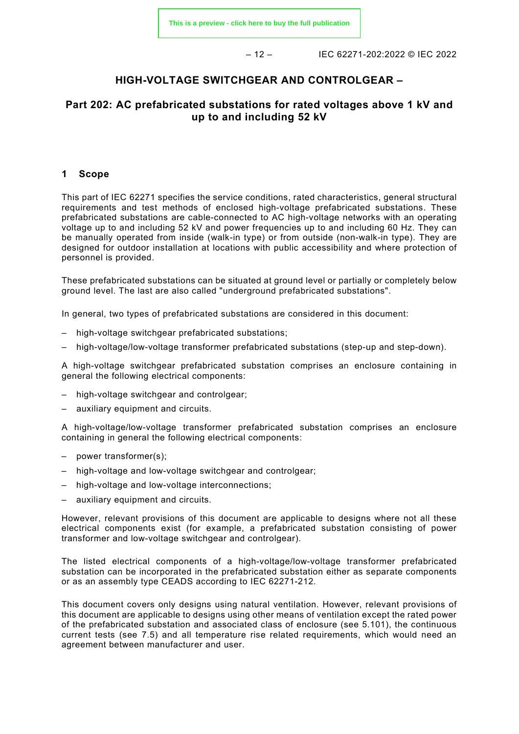# HIGH-VOLTAGE SWITCHGEAR AND CONTROLGEAR –

# Part 202: AC prefabricated substations for rated voltages above 1 kV and up to and including 52 kV

## 1 Scope

This part of IEC 62271 specifies the service conditions, rated characteristics, general structural requirements and test methods of enclosed high-voltage prefabricated substations. These prefabricated substations are cable-connected to AC high-voltage networks with an operating voltage up to and including 52 kV and power frequencies up to and including 60 Hz. They can be manually operated from inside (walk-in type) or from outside (non-walk-in type). They are designed for outdoor installation at locations with public accessibility and where protection of personnel is provided.

These prefabricated substations can be situated at ground level or partially or completely below ground level. The last are also called "underground prefabricated substations".

In general, two types of prefabricated substations are considered in this document:

- high-voltage switchgear prefabricated substations;
- high-voltage/low-voltage transformer prefabricated substations (step-up and step-down).

A high-voltage switchgear prefabricated substation comprises an enclosure containing in general the following electrical components:

- high-voltage switchgear and controlgear;
- auxiliary equipment and circuits.

A high-voltage/low-voltage transformer prefabricated substation comprises an enclosure containing in general the following electrical components:

- power transformer(s);
- high-voltage and low-voltage switchgear and controlgear;
- high-voltage and low-voltage interconnections;
- auxiliary equipment and circuits.

However, relevant provisions of this document are applicable to designs where not all these electrical components exist (for example, a prefabricated substation consisting of power transformer and low-voltage switchgear and controlgear).

The listed electrical components of a high-voltage/low-voltage transformer prefabricated substation can be incorporated in the prefabricated substation either as separate components or as an assembly type CEADS according to IEC 62271-212.

This document covers only designs using natural ventilation. However, relevant provisions of this document are applicable to designs using other means of ventilation except the rated power of the prefabricated substation and associated class of enclosure (see 5.101), the continuous current tests (see 7.5) and all temperature rise related requirements, which would need an agreement between manufacturer and user.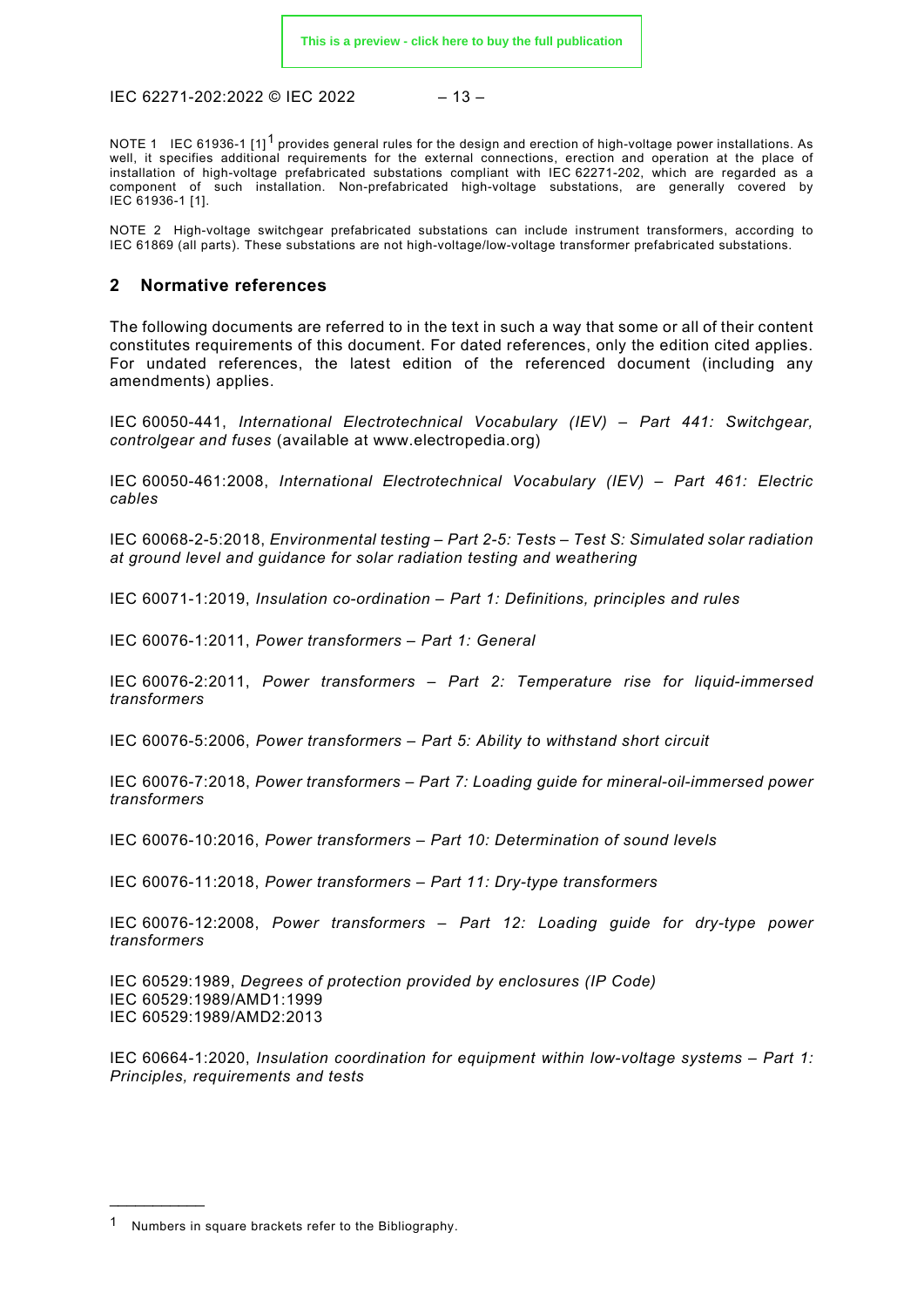NOTE 1 IEC 61936-1 [1][1] provides general rules for the design and erection of high-voltage power installations. As well, it specifies additional requirements for the external connections, erection and operation at the place of installation of high-voltage prefabricated substations compliant with IEC 62271-202, which are regarded as a component of such installation. Non-prefabricated high-voltage substations, are generally covered by IEC 61936-1 [1].

NOTE 2 High-voltage switchgear prefabricated substations can include instrument transformers, according to IEC 61869 (all parts). These substations are not high-voltage/low-voltage transformer prefabricated substations.

## 2 Normative references

The following documents are referred to in the text in such a way that some or all of their content constitutes requirements of this document. For dated references, only the edition cited applies. For undated references, the latest edition of the referenced document (including any amendments) applies.

IEC 60050-441, *International Electrotechnical Vocabulary (IEV) – Part 441: Switchgear, controlgear and fuses* (available at www.electropedia.org)

IEC 60050-461:2008, *International Electrotechnical Vocabulary (IEV) – Part 461: Electric cables*

IEC 60068-2-5:2018, *Environmental testing – Part 2-5: Tests – Test S: Simulated solar radiation at ground level and guidance for solar radiation testing and weathering*

IEC 60071-1:2019, *Insulation co-ordination – Part 1: Definitions, principles and rules*

IEC 60076-1:2011, *Power transformers – Part 1: General*

IEC 60076-2:2011, *Power transformers – Part 2: Temperature rise for liquid-immersed transformers*

IEC 60076-5:2006, *Power transformers – Part 5: Ability to withstand short circuit*

IEC 60076-7:2018, *Power transformers – Part 7: Loading guide for mineral-oil-immersed power transformers*

IEC 60076-10:2016, *Power transformers – Part 10: Determination of sound levels*

IEC 60076-11:2018, *Power transformers – Part 11: Dry-type transformers*

IEC 60076-12:2008, *Power transformers – Part 12: Loading guide for dry-type power transformers*

IEC 60529:1989, *Degrees of protection provided by enclosures (IP Code)*
IEC 60529:1989/AMD1:1999
IEC 60529:1989/AMD2:2013

IEC 60664-1:2020, *Insulation coordination for equipment within low-voltage systems – Part 1: Principles, requirements and tests*

---

[1] Numbers in square brackets refer to the Bibliography.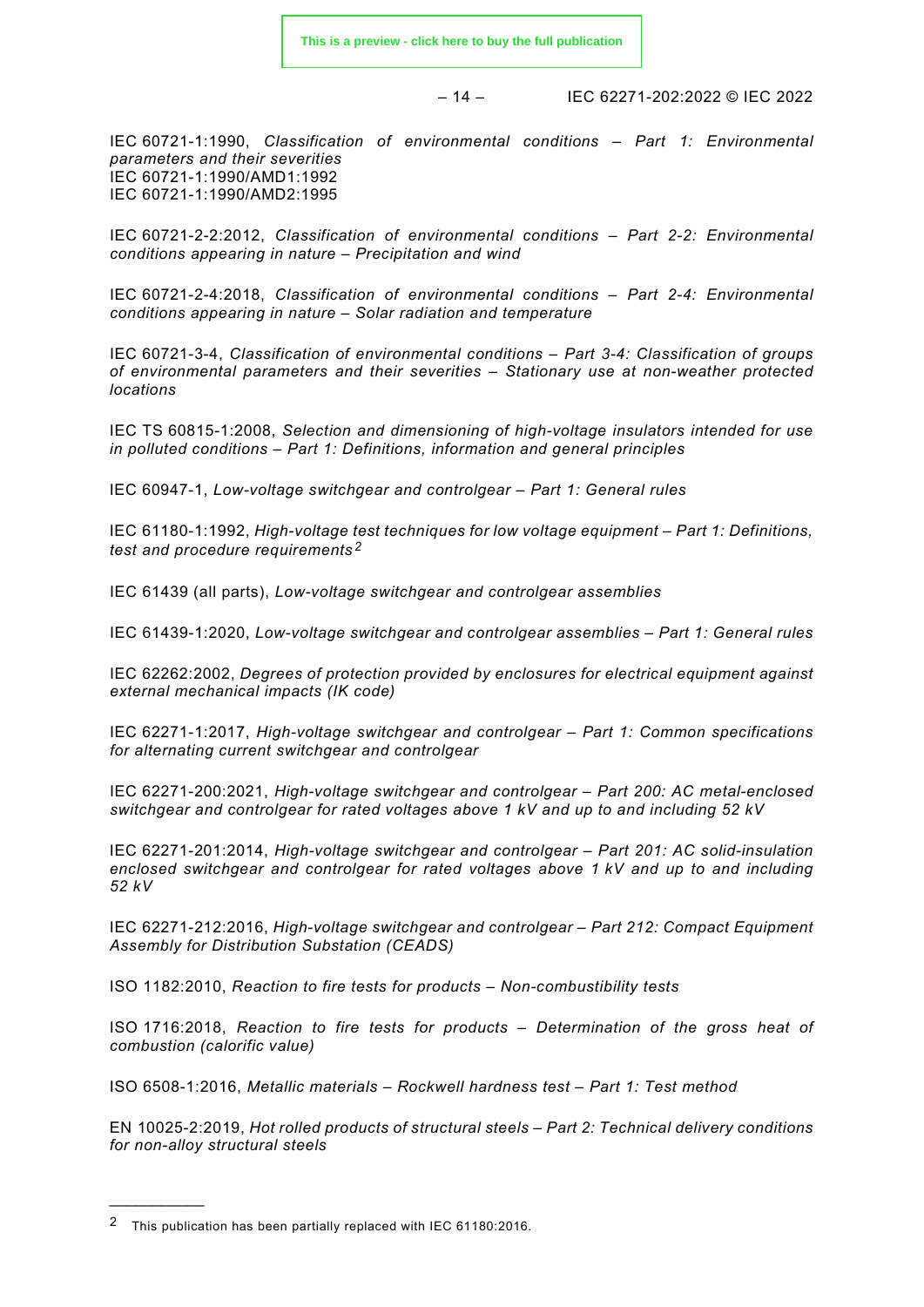IEC 60721-1:1990, *Classification of environmental conditions – Part 1: Environmental parameters and their severities*
IEC 60721-1:1990/AMD1:1992
IEC 60721-1:1990/AMD2:1995

IEC 60721-2-2:2012, *Classification of environmental conditions – Part 2-2: Environmental conditions appearing in nature – Precipitation and wind*

IEC 60721-2-4:2018, *Classification of environmental conditions – Part 2-4: Environmental conditions appearing in nature – Solar radiation and temperature*

IEC 60721-3-4, *Classification of environmental conditions – Part 3-4: Classification of groups of environmental parameters and their severities – Stationary use at non-weather protected locations*

IEC TS 60815-1:2008, *Selection and dimensioning of high-voltage insulators intended for use in polluted conditions – Part 1: Definitions, information and general principles*

IEC 60947-1, *Low-voltage switchgear and controlgear – Part 1: General rules*

IEC 61180-1:1992, *High-voltage test techniques for low voltage equipment – Part 1: Definitions, test and procedure requirements*[2]

IEC 61439 (all parts), *Low-voltage switchgear and controlgear assemblies*

IEC 61439-1:2020, *Low-voltage switchgear and controlgear assemblies – Part 1: General rules*

IEC 62262:2002, *Degrees of protection provided by enclosures for electrical equipment against external mechanical impacts (IK code)*

IEC 62271-1:2017, *High-voltage switchgear and controlgear – Part 1: Common specifications for alternating current switchgear and controlgear*

IEC 62271-200:2021, *High-voltage switchgear and controlgear – Part 200: AC metal-enclosed switchgear and controlgear for rated voltages above 1 kV and up to and including 52 kV*

IEC 62271-201:2014, *High-voltage switchgear and controlgear – Part 201: AC solid-insulation enclosed switchgear and controlgear for rated voltages above 1 kV and up to and including 52 kV*

IEC 62271-212:2016, *High-voltage switchgear and controlgear – Part 212: Compact Equipment Assembly for Distribution Substation (CEADS)*

ISO 1182:2010, *Reaction to fire tests for products – Non-combustibility tests*

ISO 1716:2018, *Reaction to fire tests for products – Determination of the gross heat of combustion (calorific value)*

ISO 6508-1:2016, *Metallic materials – Rockwell hardness test – Part 1: Test method*

EN 10025-2:2019, *Hot rolled products of structural steels – Part 2: Technical delivery conditions for non-alloy structural steels*

---

[2] This publication has been partially replaced with IEC 61180:2016.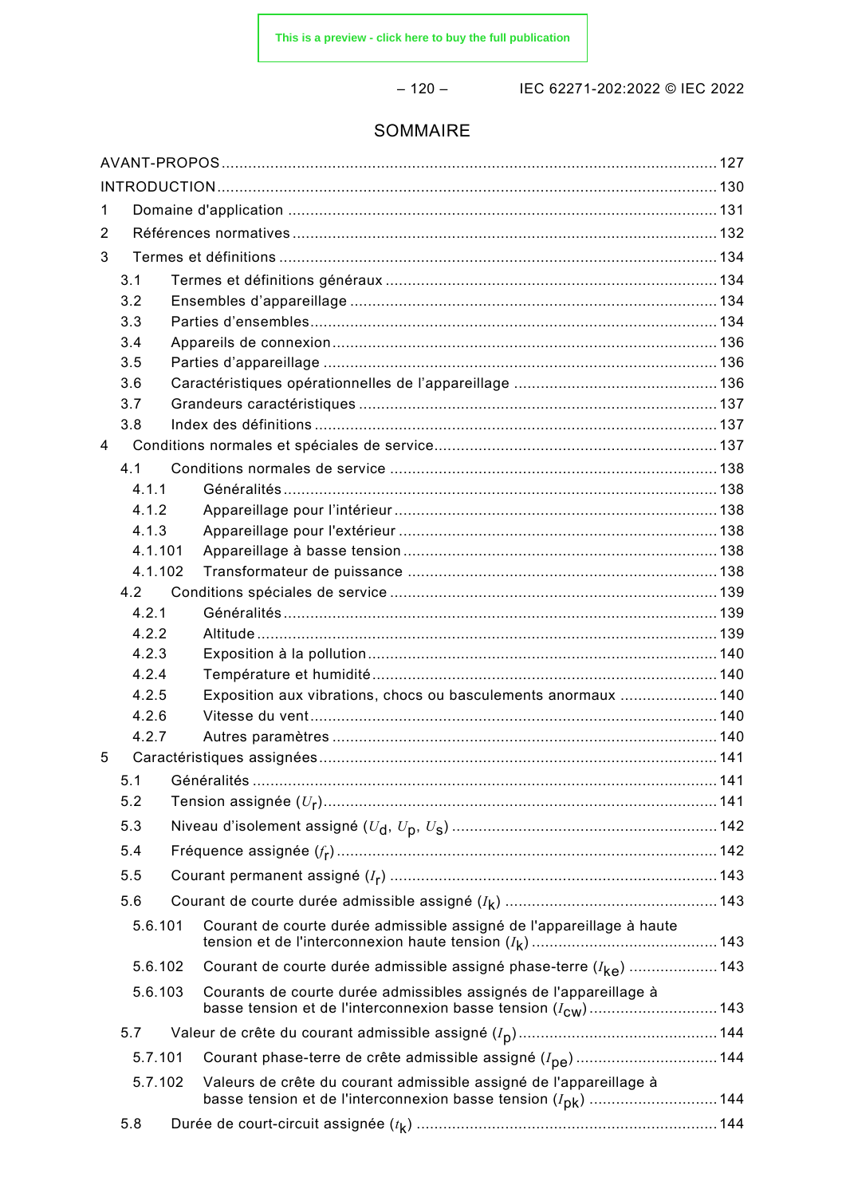# SOMMAIRE

AVANT-PROPOS ... 127
INTRODUCTION ... 130
1 Domaine d'application ... 131
2 Références normatives ... 132
3 Termes et définitions ... 134
3.1 Termes et définitions généraux ... 134
3.2 Ensembles d'appareillage ... 134
3.3 Parties d'ensembles ... 134
3.4 Appareils de connexion ... 136
3.5 Parties d'appareillage ... 136
3.6 Caractéristiques opérationnelles de l'appareillage ... 136
3.7 Grandeurs caractéristiques ... 137
3.8 Index des définitions ... 137
4 Conditions normales et spéciales de service ... 137
4.1 Conditions normales de service ... 138
4.1.1 Généralités ... 138
4.1.2 Appareillage pour l'intérieur ... 138
4.1.3 Appareillage pour l'extérieur ... 138
4.1.101 Appareillage à basse tension ... 138
4.1.102 Transformateur de puissance ... 138
4.2 Conditions spéciales de service ... 139
4.2.1 Généralités ... 139
4.2.2 Altitude ... 139
4.2.3 Exposition à la pollution ... 140
4.2.4 Température et humidité ... 140
4.2.5 Exposition aux vibrations, chocs ou basculements anormaux ... 140
4.2.6 Vitesse du vent ... 140
4.2.7 Autres paramètres ... 140
5 Caractéristiques assignées ... 141
5.1 Généralités ... 141
5.2 Tension assignée ($U_r$) ... 141
5.3 Niveau d'isolement assigné ($U_d$, $U_p$, $U_s$) ... 142
5.4 Fréquence assignée ($f_r$) ... 142
5.5 Courant permanent assigné ($I_r$) ... 143
5.6 Courant de courte durée admissible assigné ($I_k$) ... 143
5.6.101 Courant de courte durée admissible assigné de l'appareillage à haute tension et de l'interconnexion haute tension ($I_k$) ... 143
5.6.102 Courant de courte durée admissible assigné phase-terre ($I_{ke}$) ... 143
5.6.103 Courants de courte durée admissibles assignés de l'appareillage à basse tension et de l'interconnexion basse tension ($I_{cw}$) ... 143
5.7 Valeur de crête du courant admissible assigné ($I_p$) ... 144
5.7.101 Courant phase-terre de crête admissible assigné ($I_{pe}$) ... 144
5.7.102 Valeurs de crête du courant admissible assigné de l'appareillage à basse tension et de l'interconnexion basse tension ($I_{pk}$) ... 144
5.8 Durée de court-circuit assignée ($t_k$) ... 144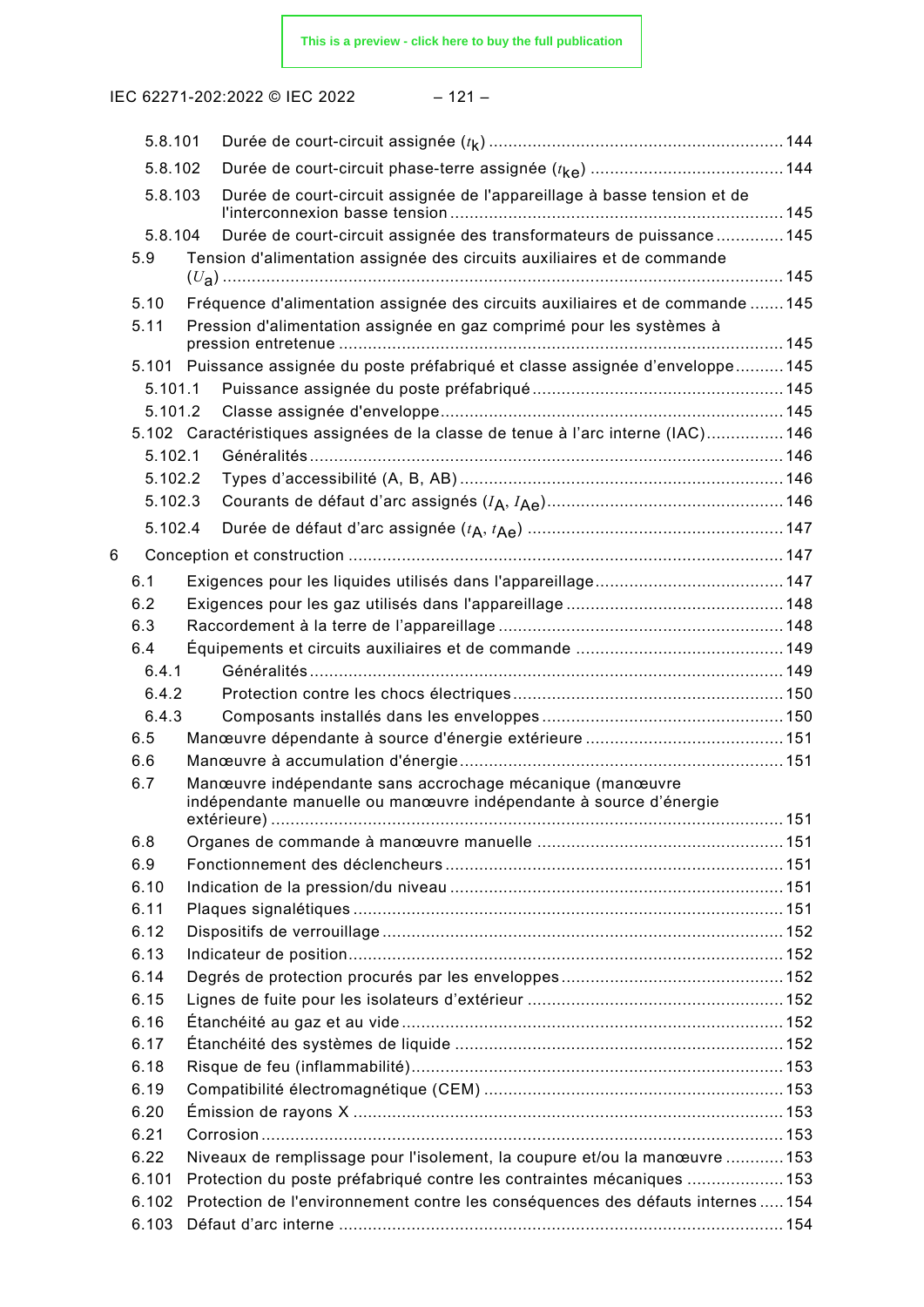5.8.101 Durée de court-circuit assignée ($t_k$) ... 144

5.8.102 Durée de court-circuit phase-terre assignée ($t_{ke}$) ... 144

5.8.103 Durée de court-circuit assignée de l'appareillage à basse tension et de l'interconnexion basse tension ... 145

5.8.104 Durée de court-circuit assignée des transformateurs de puissance ... 145

5.9 Tension d'alimentation assignée des circuits auxiliaires et de commande ($U_a$) ... 145

5.10 Fréquence d'alimentation assignée des circuits auxiliaires et de commande ... 145

5.11 Pression d'alimentation assignée en gaz comprimé pour les systèmes à pression entretenue ... 145

5.101 Puissance assignée du poste préfabriqué et classe assignée d'enveloppe ... 145

5.101.1 Puissance assignée du poste préfabriqué ... 145

5.101.2 Classe assignée d'enveloppe ... 145

5.102 Caractéristiques assignées de la classe de tenue à l'arc interne (IAC) ... 146

5.102.1 Généralités ... 146

5.102.2 Types d'accessibilité (A, B, AB) ... 146

5.102.3 Courants de défaut d'arc assignés ($I_A$, $I_{Ae}$) ... 146

5.102.4 Durée de défaut d'arc assignée ($t_A$, $t_{Ae}$) ... 147

6 Conception et construction ... 147

6.1 Exigences pour les liquides utilisés dans l'appareillage ... 147

6.2 Exigences pour les gaz utilisés dans l'appareillage ... 148

6.3 Raccordement à la terre de l'appareillage ... 148

6.4 Équipements et circuits auxiliaires et de commande ... 149

6.4.1 Généralités ... 149

6.4.2 Protection contre les chocs électriques ... 150

6.4.3 Composants installés dans les enveloppes ... 150

6.5 Manœuvre dépendante à source d'énergie extérieure ... 151

6.6 Manœuvre à accumulation d'énergie ... 151

6.7 Manœuvre indépendante sans accrochage mécanique (manœuvre indépendante manuelle ou manœuvre indépendante à source d'énergie extérieure) ... 151

6.8 Organes de commande à manœuvre manuelle ... 151

6.9 Fonctionnement des déclencheurs ... 151

6.10 Indication de la pression/du niveau ... 151

6.11 Plaques signalétiques ... 151

6.12 Dispositifs de verrouillage ... 152

6.13 Indicateur de position ... 152

6.14 Degrés de protection procurés par les enveloppes ... 152

6.15 Lignes de fuite pour les isolateurs d'extérieur ... 152

6.16 Étanchéité au gaz et au vide ... 152

6.17 Étanchéité des systèmes de liquide ... 152

6.18 Risque de feu (inflammabilité) ... 153

6.19 Compatibilité électromagnétique (CEM) ... 153

6.20 Émission de rayons X ... 153

6.21 Corrosion ... 153

6.22 Niveaux de remplissage pour l'isolement, la coupure et/ou la manœuvre ... 153

6.101 Protection du poste préfabriqué contre les contraintes mécaniques ... 153

6.102 Protection de l'environnement contre les conséquences des défauts internes ... 154

6.103 Défaut d'arc interne ... 154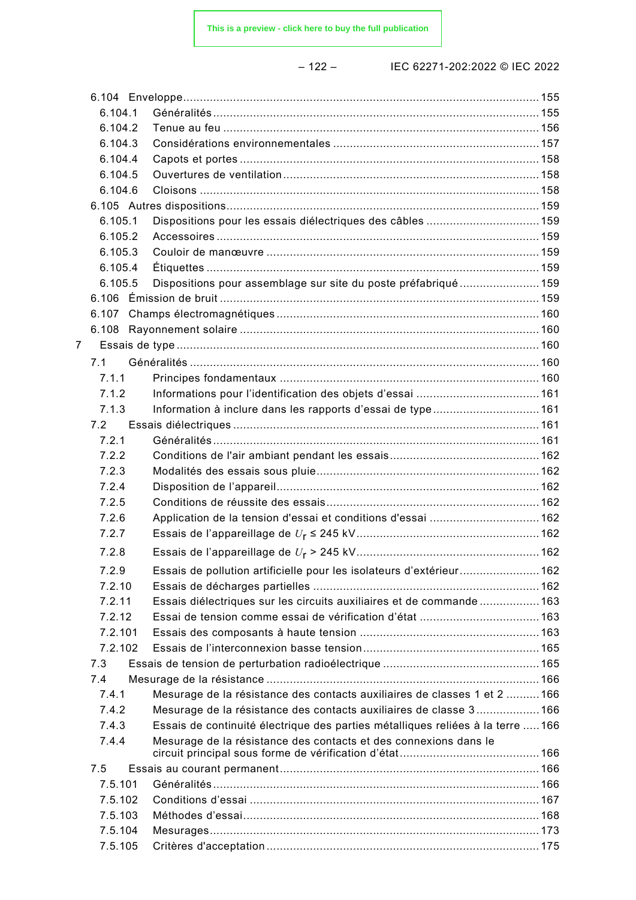6.104 Enveloppe .......... 155

6.104.1 Généralités .......... 155

6.104.2 Tenue au feu .......... 156

6.104.3 Considérations environnementales .......... 157

6.104.4 Capots et portes .......... 158

6.104.5 Ouvertures de ventilation .......... 158

6.104.6 Cloisons .......... 158

6.105 Autres dispositions .......... 159

6.105.1 Dispositions pour les essais diélectriques des câbles .......... 159

6.105.2 Accessoires .......... 159

6.105.3 Couloir de manœuvre .......... 159

6.105.4 Étiquettes .......... 159

6.105.5 Dispositions pour assemblage sur site du poste préfabriqué .......... 159

6.106 Émission de bruit .......... 159

6.107 Champs électromagnétiques .......... 160

6.108 Rayonnement solaire .......... 160

7 Essais de type .......... 160

7.1 Généralités .......... 160

7.1.1 Principes fondamentaux .......... 160

7.1.2 Informations pour l'identification des objets d'essai .......... 161

7.1.3 Information à inclure dans les rapports d'essai de type .......... 161

7.2 Essais diélectriques .......... 161

7.2.1 Généralités .......... 161

7.2.2 Conditions de l'air ambiant pendant les essais .......... 162

7.2.3 Modalités des essais sous pluie .......... 162

7.2.4 Disposition de l'appareil .......... 162

7.2.5 Conditions de réussite des essais .......... 162

7.2.6 Application de la tension d'essai et conditions d'essai .......... 162

7.2.7 Essais de l'appareillage de $U_r \leq 245$ kV .......... 162

7.2.8 Essais de l'appareillage de $U_r > 245$ kV .......... 162

7.2.9 Essais de pollution artificielle pour les isolateurs d'extérieur .......... 162

7.2.10 Essais de décharges partielles .......... 162

7.2.11 Essais diélectriques sur les circuits auxiliaires et de commande .......... 163

7.2.12 Essai de tension comme essai de vérification d'état .......... 163

7.2.101 Essais des composants à haute tension .......... 163

7.2.102 Essais de l'interconnexion basse tension .......... 165

7.3 Essais de tension de perturbation radioélectrique .......... 165

7.4 Mesurage de la résistance .......... 166

7.4.1 Mesurage de la résistance des contacts auxiliaires de classes 1 et 2 .......... 166

7.4.2 Mesurage de la résistance des contacts auxiliaires de classe 3 .......... 166

7.4.3 Essais de continuité électrique des parties métalliques reliées à la terre .......... 166

7.4.4 Mesurage de la résistance des contacts et des connexions dans le circuit principal sous forme de vérification d'état .......... 166

7.5 Essais au courant permanent .......... 166

7.5.101 Généralités .......... 166

7.5.102 Conditions d'essai .......... 167

7.5.103 Méthodes d'essai .......... 168

7.5.104 Mesurages .......... 173

7.5.105 Critères d'acceptation .......... 175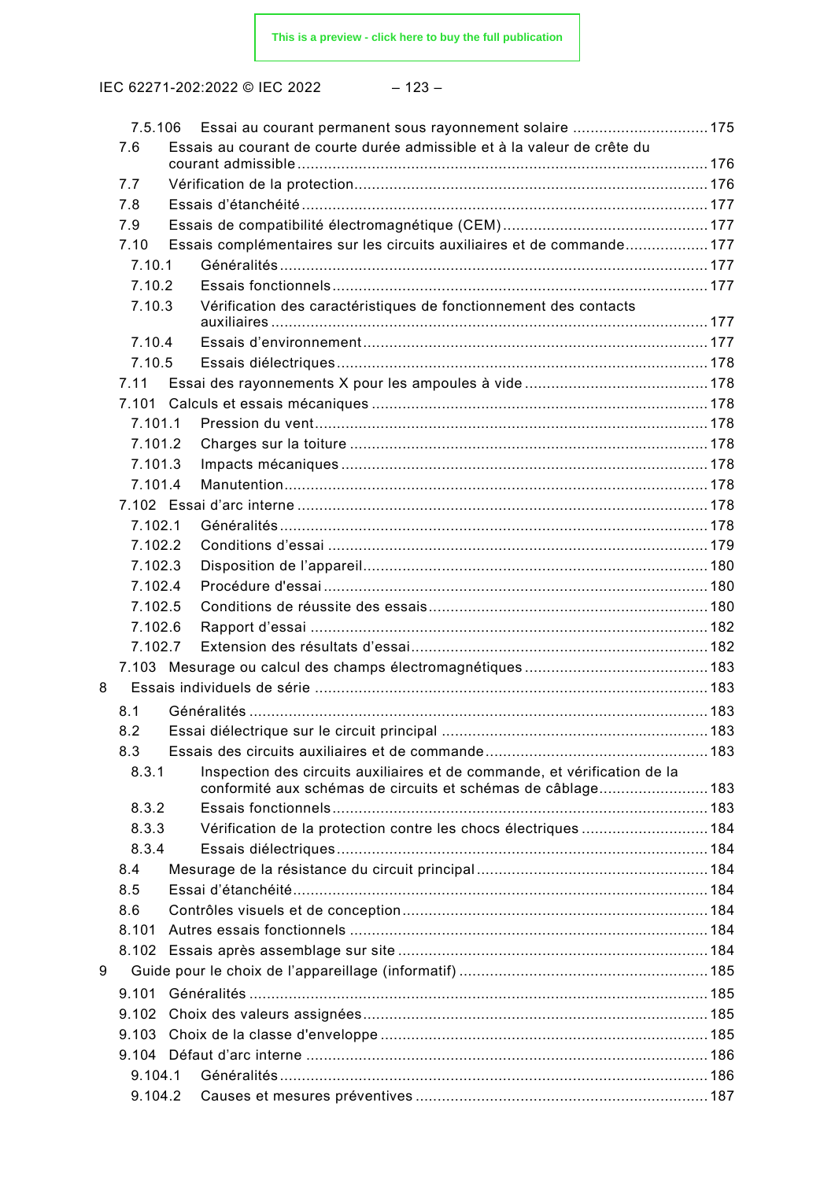7.5.106 Essai au courant permanent sous rayonnement solaire ............................... 175

7.6 Essais au courant de courte durée admissible et à la valeur de crête du courant admissible ............................................................................................. 176

7.7 Vérification de la protection ................................................................................ 176

7.8 Essais d'étanchéité ............................................................................................ 177

7.9 Essais de compatibilité électromagnétique (CEM) ............................................... 177

7.10 Essais complémentaires sur les circuits auxiliaires et de commande ................... 177

7.10.1 Généralités ................................................................................................. 177

7.10.2 Essais fonctionnels ..................................................................................... 177

7.10.3 Vérification des caractéristiques de fonctionnement des contacts auxiliaires ................................................................................................... 177

7.10.4 Essais d'environnement .............................................................................. 177

7.10.5 Essais diélectriques .................................................................................... 178

7.11 Essai des rayonnements X pour les ampoules à vide .......................................... 178

7.101 Calculs et essais mécaniques ............................................................................ 178

7.101.1 Pression du vent ......................................................................................... 178

7.101.2 Charges sur la toiture ................................................................................. 178

7.101.3 Impacts mécaniques ................................................................................... 178

7.101.4 Manutention ................................................................................................ 178

7.102 Essai d'arc interne ............................................................................................. 178

7.102.1 Généralités ................................................................................................. 178

7.102.2 Conditions d'essai ...................................................................................... 179

7.102.3 Disposition de l'appareil .............................................................................. 180

7.102.4 Procédure d'essai ....................................................................................... 180

7.102.5 Conditions de réussite des essais ............................................................... 180

7.102.6 Rapport d'essai .......................................................................................... 182

7.102.7 Extension des résultats d'essai ................................................................... 182

7.103 Mesurage ou calcul des champs électromagnétiques .......................................... 183

8 Essais individuels de série ......................................................................................... 183

8.1 Généralités ........................................................................................................ 183

8.2 Essai diélectrique sur le circuit principal ............................................................. 183

8.3 Essais des circuits auxiliaires et de commande .................................................. 183

8.3.1 Inspection des circuits auxiliaires et de commande, et vérification de la conformité aux schémas de circuits et schémas de câblage ......................... 183

8.3.2 Essais fonctionnels ..................................................................................... 183

8.3.3 Vérification de la protection contre les chocs électriques ............................. 184

8.3.4 Essais diélectriques .................................................................................... 184

8.4 Mesurage de la résistance du circuit principal .................................................... 184

8.5 Essai d'étanchéité .............................................................................................. 184

8.6 Contrôles visuels et de conception ..................................................................... 184

8.101 Autres essais fonctionnels ................................................................................. 184

8.102 Essais après assemblage sur site ....................................................................... 184

9 Guide pour le choix de l'appareillage (informatif) ......................................................... 185

9.101 Généralités ........................................................................................................ 185

9.102 Choix des valeurs assignées .............................................................................. 185

9.103 Choix de la classe d'enveloppe .......................................................................... 185

9.104 Défaut d'arc interne ........................................................................................... 186

9.104.1 Généralités ................................................................................................. 186

9.104.2 Causes et mesures préventives ................................................................... 187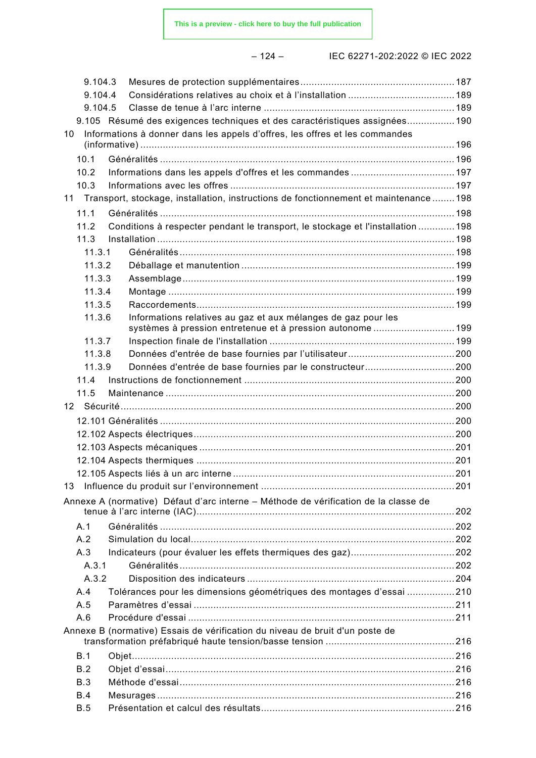9.104.3 Mesures de protection supplémentaires ........................................................ 187
9.104.4 Considérations relatives au choix et à l'installation ...................................... 189
9.104.5 Classe de tenue à l'arc interne .................................................................... 189
9.105 Résumé des exigences techniques et des caractéristiques assignées ................. 190
10 Informations à donner dans les appels d'offres, les offres et les commandes (informative) ................................................................................................ 196
10.1 Généralités ........................................................................................................ 196
10.2 Informations dans les appels d'offres et les commandes ..................................... 197
10.3 Informations avec les offres ................................................................................ 197
11 Transport, stockage, installation, instructions de fonctionnement et maintenance ........ 198
11.1 Généralités ........................................................................................................ 198
11.2 Conditions à respecter pendant le transport, le stockage et l'installation ............. 198
11.3 Installation ......................................................................................................... 198
11.3.1 Généralités ................................................................................................. 198
11.3.2 Déballage et manutention ............................................................................ 199
11.3.3 Assemblage ................................................................................................ 199
11.3.4 Montage ..................................................................................................... 199
11.3.5 Raccordements ........................................................................................... 199
11.3.6 Informations relatives au gaz et aux mélanges de gaz pour les systèmes à pression entretenue et à pression autonome ............................. 199
11.3.7 Inspection finale de l'installation .................................................................. 199
11.3.8 Données d'entrée de base fournies par l'utilisateur ...................................... 200
11.3.9 Données d'entrée de base fournies par le constructeur ................................ 200
11.4 Instructions de fonctionnement ........................................................................... 200
11.5 Maintenance ...................................................................................................... 200
12 Sécurité ..................................................................................................................... 200
12.101 Généralités ........................................................................................................ 200
12.102 Aspects électriques ............................................................................................ 200
12.103 Aspects mécaniques .......................................................................................... 201
12.104 Aspects thermiques ........................................................................................... 201
12.105 Aspects liés à un arc interne .............................................................................. 201
13 Influence du produit sur l'environnement .................................................................... 201
Annexe A (normative) Défaut d'arc interne – Méthode de vérification de la classe de tenue à l'arc interne (IAC) ............................................................................................ 202
A.1 Généralités ........................................................................................................ 202
A.2 Simulation du local ............................................................................................. 202
A.3 Indicateurs (pour évaluer les effets thermiques des gaz) ..................................... 202
A.3.1 Généralités ................................................................................................. 202
A.3.2 Disposition des indicateurs .......................................................................... 204
A.4 Tolérances pour les dimensions géométriques des montages d'essai ................. 210
A.5 Paramètres d'essai ............................................................................................ 211
A.6 Procédure d'essai .............................................................................................. 211
Annexe B (normative) Essais de vérification du niveau de bruit d'un poste de transformation préfabriqué haute tension/basse tension .............................................. 216
B.1 Objet .................................................................................................................. 216
B.2 Objet d'essai ...................................................................................................... 216
B.3 Méthode d'essai ................................................................................................. 216
B.4 Mesurages ......................................................................................................... 216
B.5 Présentation et calcul des résultats .................................................................... 216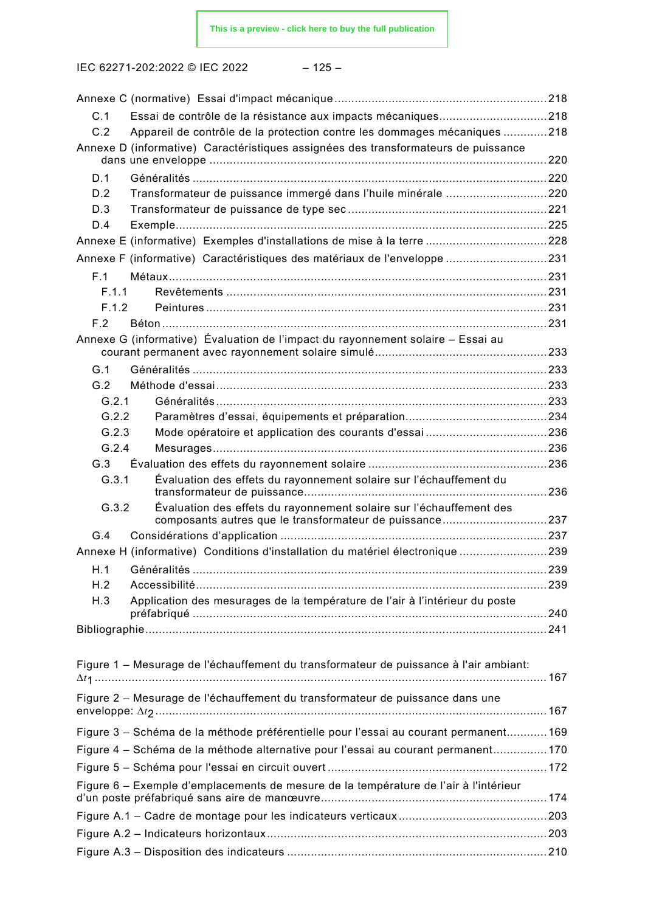Annexe C (normative) Essai d'impact mécanique ............................................................. 218

C.1 Essai de contrôle de la résistance aux impacts mécaniques ............................... 218

C.2 Appareil de contrôle de la protection contre les dommages mécaniques ............ 218

Annexe D (informative) Caractéristiques assignées des transformateurs de puissance dans une enveloppe ............................................................................................ 220

D.1 Généralités ........................................................................................................ 220

D.2 Transformateur de puissance immergé dans l'huile minérale ............................. 220

D.3 Transformateur de puissance de type sec .......................................................... 221

D.4 Exemple ............................................................................................................. 225

Annexe E (informative) Exemples d'installations de mise à la terre .................................. 228

Annexe F (informative) Caractéristiques des matériaux de l'enveloppe ............................ 231

F.1 Métaux ................................................................................................................ 231

F.1.1 Revêtements ................................................................................................ 231

F.1.2 Peintures ...................................................................................................... 231

F.2 Béton .................................................................................................................. 231

Annexe G (informative) Évaluation de l'impact du rayonnement solaire – Essai au courant permanent avec rayonnement solaire simulé ................................................... 233

G.1 Généralités ........................................................................................................ 233

G.2 Méthode d'essai ................................................................................................. 233

G.2.1 Généralités ................................................................................................... 233

G.2.2 Paramètres d'essai, équipements et préparation ........................................... 234

G.2.3 Mode opératoire et application des courants d'essai .................................... 236

G.2.4 Mesurages ..................................................................................................... 236

G.3 Évaluation des effets du rayonnement solaire .................................................... 236

G.3.1 Évaluation des effets du rayonnement solaire sur l'échauffement du transformateur de puissance ........................................................................ 236

G.3.2 Évaluation des effets du rayonnement solaire sur l'échauffement des composants autres que le transformateur de puissance ................................. 237

G.4 Considérations d'application .............................................................................. 237

Annexe H (informative) Conditions d'installation du matériel électronique ........................ 239

H.1 Généralités ........................................................................................................ 239

H.2 Accessibilité ....................................................................................................... 239

H.3 Application des mesurages de la température de l'air à l'intérieur du poste préfabriqué ......................................................................................................... 240

Bibliographie ..................................................................................................................... 241

Figure 1 – Mesurage de l'échauffement du transformateur de puissance à l'air ambiant: $\Delta t_1$ .......................................................................................................................... 167

Figure 2 – Mesurage de l'échauffement du transformateur de puissance dans une enveloppe: $\Delta t_2$ ........................................................................................................... 167

Figure 3 – Schéma de la méthode préférentielle pour l'essai au courant permanent ............ 169

Figure 4 – Schéma de la méthode alternative pour l'essai au courant permanent ................ 170

Figure 5 – Schéma pour l'essai en circuit ouvert ................................................................ 172

Figure 6 – Exemple d'emplacements de mesure de la température de l'air à l'intérieur d'un poste préfabriqué sans aire de manœuvre ..................................................................... 174

Figure A.1 – Cadre de montage pour les indicateurs verticaux ........................................... 203

Figure A.2 – Indicateurs horizontaux .................................................................................. 203

Figure A.3 – Disposition des indicateurs ............................................................................ 210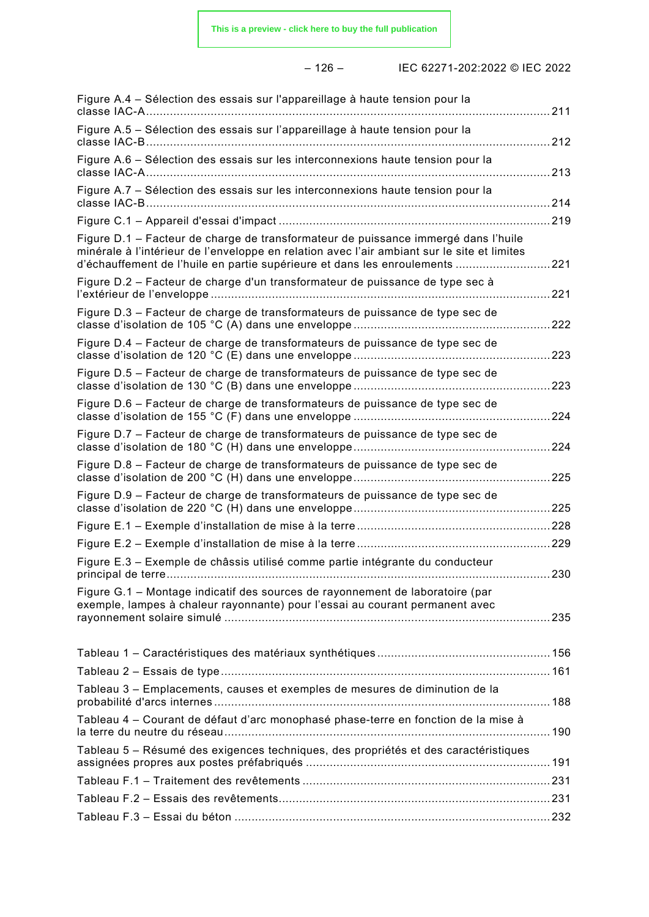Figure A.4 – Sélection des essais sur l'appareillage à haute tension pour la classe IAC-A ........ 211

Figure A.5 – Sélection des essais sur l'appareillage à haute tension pour la classe IAC-B ........ 212

Figure A.6 – Sélection des essais sur les interconnexions haute tension pour la classe IAC-A ........ 213

Figure A.7 – Sélection des essais sur les interconnexions haute tension pour la classe IAC-B ........ 214

Figure C.1 – Appareil d'essai d'impact ........ 219

Figure D.1 – Facteur de charge de transformateur de puissance immergé dans l'huile minérale à l'intérieur de l'enveloppe en relation avec l'air ambiant sur le site et limites d'échauffement de l'huile en partie supérieure et dans les enroulements ........ 221

Figure D.2 – Facteur de charge d'un transformateur de puissance de type sec à l'extérieur de l'enveloppe ........ 221

Figure D.3 – Facteur de charge de transformateurs de puissance de type sec de classe d'isolation de 105 °C (A) dans une enveloppe ........ 222

Figure D.4 – Facteur de charge de transformateurs de puissance de type sec de classe d'isolation de 120 °C (E) dans une enveloppe ........ 223

Figure D.5 – Facteur de charge de transformateurs de puissance de type sec de classe d'isolation de 130 °C (B) dans une enveloppe ........ 223

Figure D.6 – Facteur de charge de transformateurs de puissance de type sec de classe d'isolation de 155 °C (F) dans une enveloppe ........ 224

Figure D.7 – Facteur de charge de transformateurs de puissance de type sec de classe d'isolation de 180 °C (H) dans une enveloppe ........ 224

Figure D.8 – Facteur de charge de transformateurs de puissance de type sec de classe d'isolation de 200 °C (H) dans une enveloppe ........ 225

Figure D.9 – Facteur de charge de transformateurs de puissance de type sec de classe d'isolation de 220 °C (H) dans une enveloppe ........ 225

Figure E.1 – Exemple d'installation de mise à la terre ........ 228

Figure E.2 – Exemple d'installation de mise à la terre ........ 229

Figure E.3 – Exemple de châssis utilisé comme partie intégrante du conducteur principal de terre ........ 230

Figure G.1 – Montage indicatif des sources de rayonnement de laboratoire (par exemple, lampes à chaleur rayonnante) pour l'essai au courant permanent avec rayonnement solaire simulé ........ 235

Tableau 1 – Caractéristiques des matériaux synthétiques ........ 156

Tableau 2 – Essais de type ........ 161

Tableau 3 – Emplacements, causes et exemples de mesures de diminution de la probabilité d'arcs internes ........ 188

Tableau 4 – Courant de défaut d'arc monophasé phase-terre en fonction de la mise à la terre du neutre du réseau ........ 190

Tableau 5 – Résumé des exigences techniques, des propriétés et des caractéristiques assignées propres aux postes préfabriqués ........ 191

Tableau F.1 – Traitement des revêtements ........ 231

Tableau F.2 – Essais des revêtements ........ 231

Tableau F.3 – Essai du béton ........ 232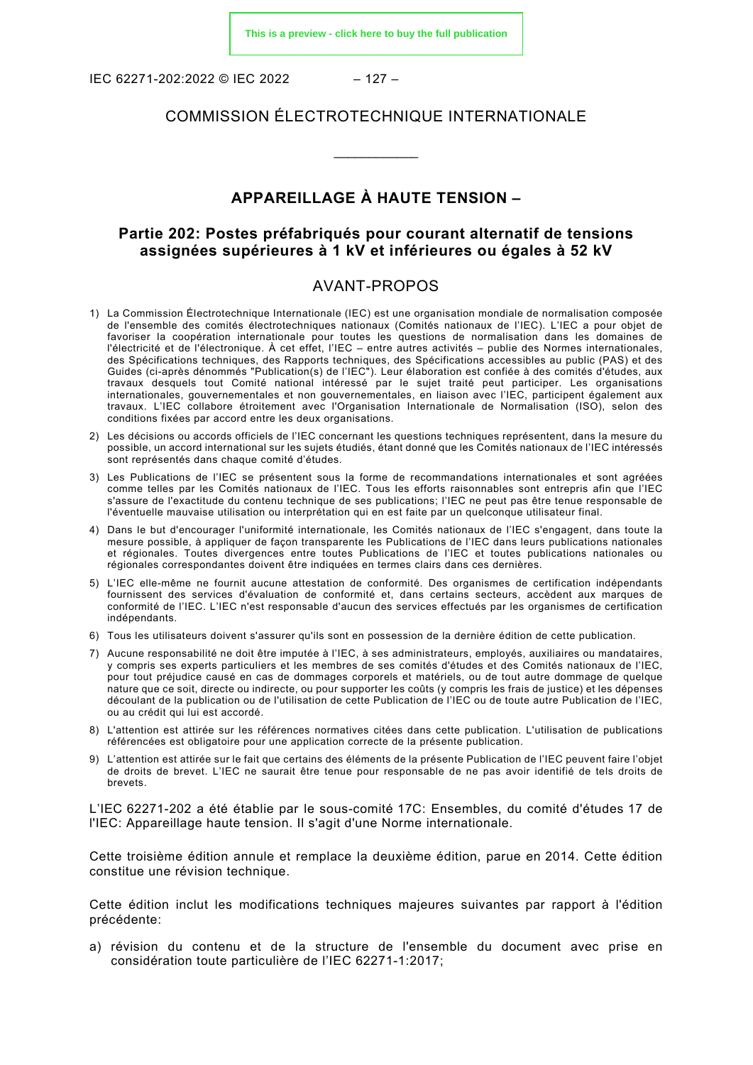COMMISSION ÉLECTROTECHNIQUE INTERNATIONALE

\_\_\_\_\_\_\_\_\_\_\_\_

# APPAREILLAGE À HAUTE TENSION –

## Partie 202: Postes préfabriqués pour courant alternatif de tensions assignées supérieures à 1 kV et inférieures ou égales à 52 kV

## AVANT-PROPOS

1) La Commission Électrotechnique Internationale (IEC) est une organisation mondiale de normalisation composée de l'ensemble des comités électrotechniques nationaux (Comités nationaux de l'IEC). L'IEC a pour objet de favoriser la coopération internationale pour toutes les questions de normalisation dans les domaines de l'électricité et de l'électronique. À cet effet, l'IEC – entre autres activités – publie des Normes internationales, des Spécifications techniques, des Rapports techniques, des Spécifications accessibles au public (PAS) et des Guides (ci-après dénommés "Publication(s) de l'IEC"). Leur élaboration est confiée à des comités d'études, aux travaux desquels tout Comité national intéressé par le sujet traité peut participer. Les organisations internationales, gouvernementales et non gouvernementales, en liaison avec l'IEC, participent également aux travaux. L'IEC collabore étroitement avec l'Organisation Internationale de Normalisation (ISO), selon des conditions fixées par accord entre les deux organisations.
2) Les décisions ou accords officiels de l'IEC concernant les questions techniques représentent, dans la mesure du possible, un accord international sur les sujets étudiés, étant donné que les Comités nationaux de l'IEC intéressés sont représentés dans chaque comité d'études.
3) Les Publications de l'IEC se présentent sous la forme de recommandations internationales et sont agréées comme telles par les Comités nationaux de l'IEC. Tous les efforts raisonnables sont entrepris afin que l'IEC s'assure de l'exactitude du contenu technique de ses publications; l'IEC ne peut pas être tenue responsable de l'éventuelle mauvaise utilisation ou interprétation qui en est faite par un quelconque utilisateur final.
4) Dans le but d'encourager l'uniformité internationale, les Comités nationaux de l'IEC s'engagent, dans toute la mesure possible, à appliquer de façon transparente les Publications de l'IEC dans leurs publications nationales et régionales. Toutes divergences entre toutes Publications de l'IEC et toutes publications nationales ou régionales correspondantes doivent être indiquées en termes clairs dans ces dernières.
5) L'IEC elle-même ne fournit aucune attestation de conformité. Des organismes de certification indépendants fournissent des services d'évaluation de conformité et, dans certains secteurs, accèdent aux marques de conformité de l'IEC. L'IEC n'est responsable d'aucun des services effectués par les organismes de certification indépendants.
6) Tous les utilisateurs doivent s'assurer qu'ils sont en possession de la dernière édition de cette publication.
7) Aucune responsabilité ne doit être imputée à l'IEC, à ses administrateurs, employés, auxiliaires ou mandataires, y compris ses experts particuliers et les membres de ses comités d'études et des Comités nationaux de l'IEC, pour tout préjudice causé en cas de dommages corporels et matériels, ou de tout autre dommage de quelque nature que ce soit, directe ou indirecte, ou pour supporter les coûts (y compris les frais de justice) et les dépenses découlant de la publication ou de l'utilisation de cette Publication de l'IEC ou de toute autre Publication de l'IEC, ou au crédit qui lui est accordé.
8) L'attention est attirée sur les références normatives citées dans cette publication. L'utilisation de publications référencées est obligatoire pour une application correcte de la présente publication.
9) L'attention est attirée sur le fait que certains des éléments de la présente Publication de l'IEC peuvent faire l'objet de droits de brevet. L'IEC ne saurait être tenue pour responsable de ne pas avoir identifié de tels droits de brevets.

L'IEC 62271-202 a été établie par le sous-comité 17C: Ensembles, du comité d'études 17 de l'IEC: Appareillage haute tension. Il s'agit d'une Norme internationale.

Cette troisième édition annule et remplace la deuxième édition, parue en 2014. Cette édition constitue une révision technique.

Cette édition inclut les modifications techniques majeures suivantes par rapport à l'édition précédente:

a) révision du contenu et de la structure de l'ensemble du document avec prise en considération toute particulière de l'IEC 62271-1:2017;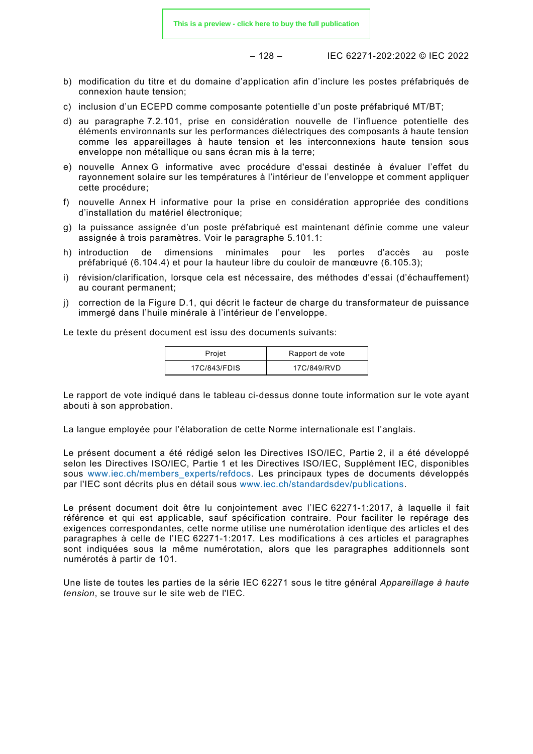b) modification du titre et du domaine d'application afin d'inclure les postes préfabriqués de connexion haute tension;

c) inclusion d'un ECEPD comme composante potentielle d'un poste préfabriqué MT/BT;

d) au paragraphe 7.2.101, prise en considération nouvelle de l'influence potentielle des éléments environnants sur les performances diélectriques des composants à haute tension comme les appareillages à haute tension et les interconnexions haute tension sous enveloppe non métallique ou sans écran mis à la terre;

e) nouvelle Annex G informative avec procédure d'essai destinée à évaluer l'effet du rayonnement solaire sur les températures à l'intérieur de l'enveloppe et comment appliquer cette procédure;

f) nouvelle Annex H informative pour la prise en considération appropriée des conditions d'installation du matériel électronique;

g) la puissance assignée d'un poste préfabriqué est maintenant définie comme une valeur assignée à trois paramètres. Voir le paragraphe 5.101.1:

h) introduction de dimensions minimales pour les portes d'accès au poste préfabriqué (6.104.4) et pour la hauteur libre du couloir de manœuvre (6.105.3);

i) révision/clarification, lorsque cela est nécessaire, des méthodes d'essai (d'échauffement) au courant permanent;

j) correction de la Figure D.1, qui décrit le facteur de charge du transformateur de puissance immergé dans l'huile minérale à l'intérieur de l'enveloppe.

Le texte du présent document est issu des documents suivants:

| Projet | Rapport de vote |
|---|---|
| 17C/843/FDIS | 17C/849/RVD |

Le rapport de vote indiqué dans le tableau ci-dessus donne toute information sur le vote ayant abouti à son approbation.

La langue employée pour l'élaboration de cette Norme internationale est l'anglais.

Le présent document a été rédigé selon les Directives ISO/IEC, Partie 2, il a été développé selon les Directives ISO/IEC, Partie 1 et les Directives ISO/IEC, Supplément IEC, disponibles sous www.iec.ch/members_experts/refdocs. Les principaux types de documents développés par l'IEC sont décrits plus en détail sous www.iec.ch/standardsdev/publications.

Le présent document doit être lu conjointement avec l'IEC 62271-1:2017, à laquelle il fait référence et qui est applicable, sauf spécification contraire. Pour faciliter le repérage des exigences correspondantes, cette norme utilise une numérotation identique des articles et des paragraphes à celle de l'IEC 62271-1:2017. Les modifications à ces articles et paragraphes sont indiquées sous la même numérotation, alors que les paragraphes additionnels sont numérotés à partir de 101.

Une liste de toutes les parties de la série IEC 62271 sous le titre général *Appareillage à haute tension*, se trouve sur le site web de l'IEC.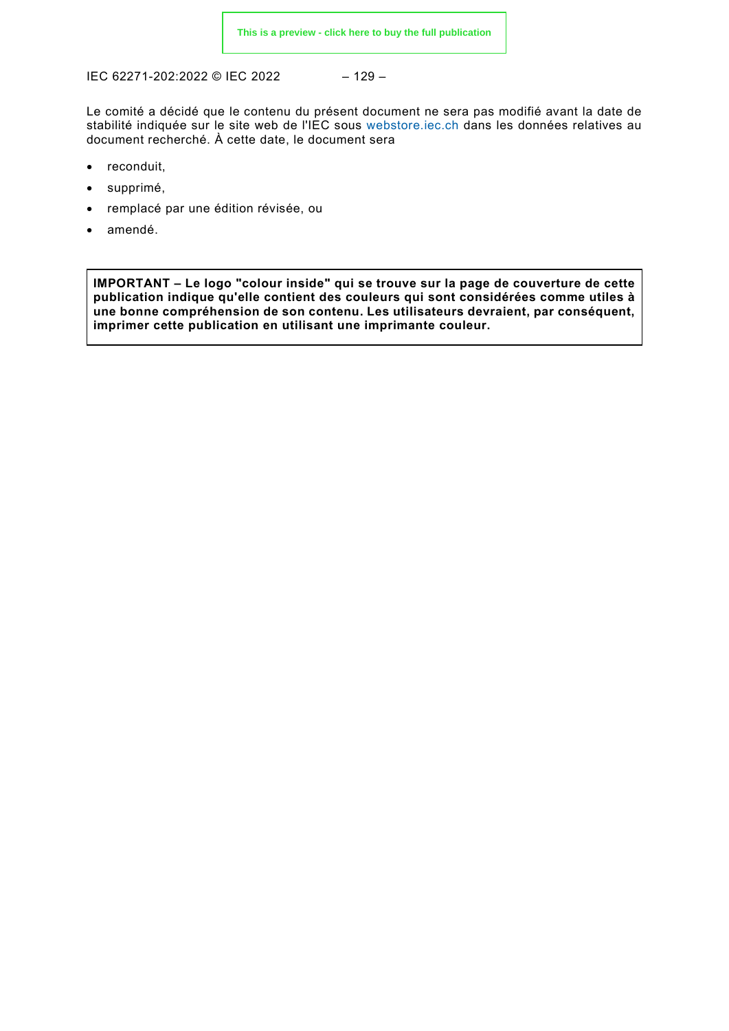Le comité a décidé que le contenu du présent document ne sera pas modifié avant la date de stabilité indiquée sur le site web de l'IEC sous webstore.iec.ch dans les données relatives au document recherché. À cette date, le document sera

- reconduit,
- supprimé,
- remplacé par une édition révisée, ou
- amendé.

**IMPORTANT – Le logo "colour inside" qui se trouve sur la page de couverture de cette publication indique qu'elle contient des couleurs qui sont considérées comme utiles à une bonne compréhension de son contenu. Les utilisateurs devraient, par conséquent, imprimer cette publication en utilisant une imprimante couleur.**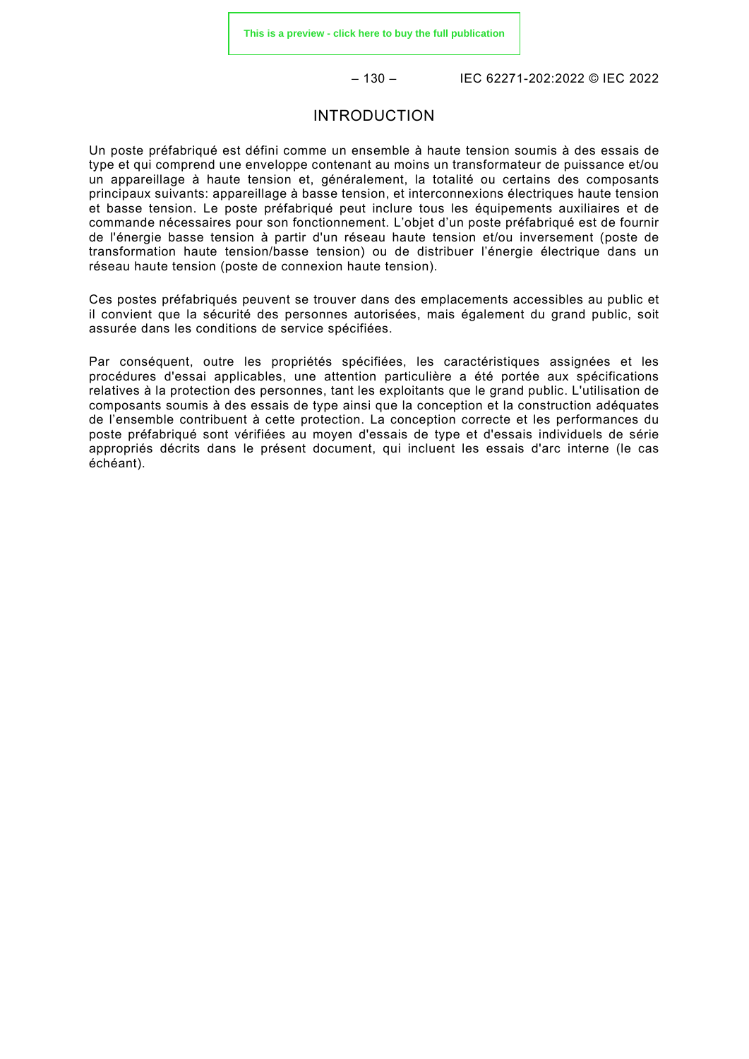# INTRODUCTION

Un poste préfabriqué est défini comme un ensemble à haute tension soumis à des essais de type et qui comprend une enveloppe contenant au moins un transformateur de puissance et/ou un appareillage à haute tension et, généralement, la totalité ou certains des composants principaux suivants: appareillage à basse tension, et interconnexions électriques haute tension et basse tension. Le poste préfabriqué peut inclure tous les équipements auxiliaires et de commande nécessaires pour son fonctionnement. L'objet d'un poste préfabriqué est de fournir de l'énergie basse tension à partir d'un réseau haute tension et/ou inversement (poste de transformation haute tension/basse tension) ou de distribuer l'énergie électrique dans un réseau haute tension (poste de connexion haute tension).

Ces postes préfabriqués peuvent se trouver dans des emplacements accessibles au public et il convient que la sécurité des personnes autorisées, mais également du grand public, soit assurée dans les conditions de service spécifiées.

Par conséquent, outre les propriétés spécifiées, les caractéristiques assignées et les procédures d'essai applicables, une attention particulière a été portée aux spécifications relatives à la protection des personnes, tant les exploitants que le grand public. L'utilisation de composants soumis à des essais de type ainsi que la conception et la construction adéquates de l'ensemble contribuent à cette protection. La conception correcte et les performances du poste préfabriqué sont vérifiées au moyen d'essais de type et d'essais individuels de série appropriés décrits dans le présent document, qui incluent les essais d'arc interne (le cas échéant).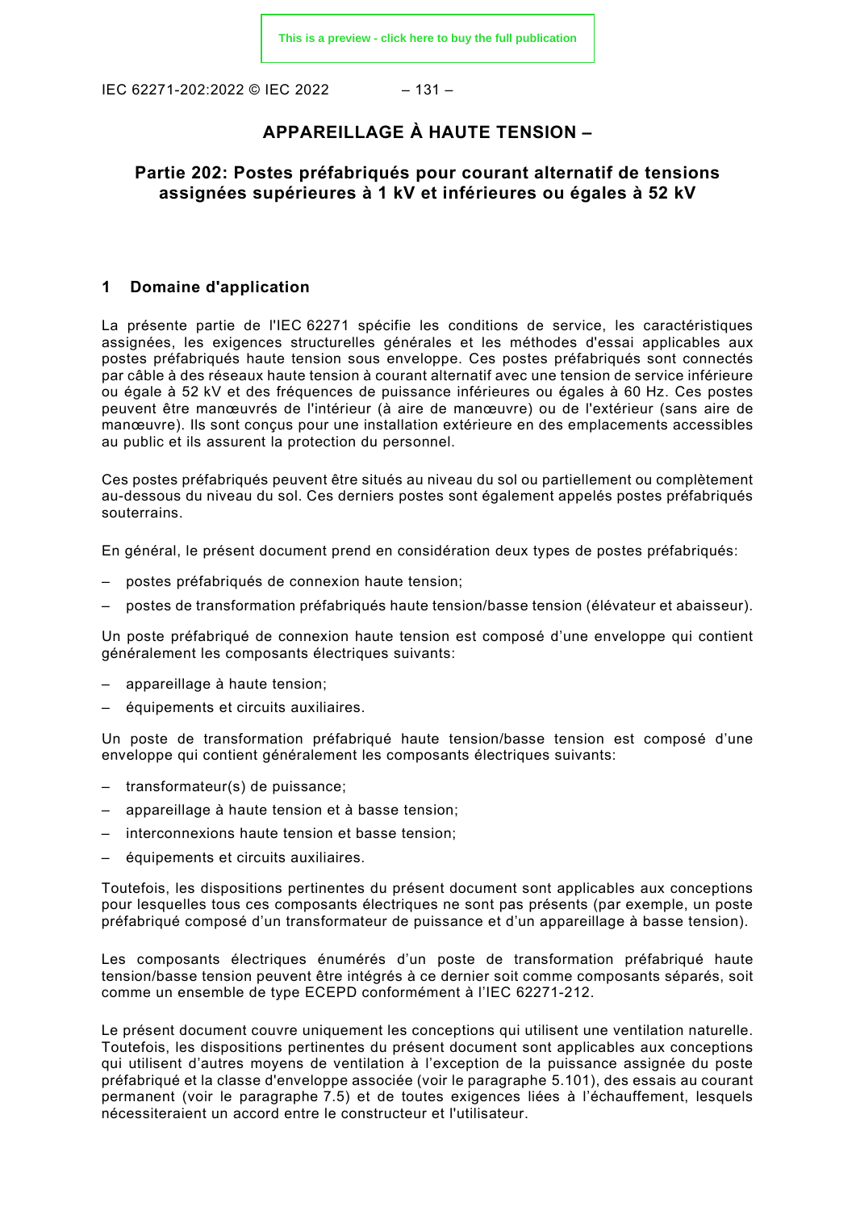# APPAREILLAGE À HAUTE TENSION –

## Partie 202: Postes préfabriqués pour courant alternatif de tensions assignées supérieures à 1 kV et inférieures ou égales à 52 kV

## 1 Domaine d'application

La présente partie de l'IEC 62271 spécifie les conditions de service, les caractéristiques assignées, les exigences structurelles générales et les méthodes d'essai applicables aux postes préfabriqués haute tension sous enveloppe. Ces postes préfabriqués sont connectés par câble à des réseaux haute tension à courant alternatif avec une tension de service inférieure ou égale à 52 kV et des fréquences de puissance inférieures ou égales à 60 Hz. Ces postes peuvent être manœuvrés de l'intérieur (à aire de manœuvre) ou de l'extérieur (sans aire de manœuvre). Ils sont conçus pour une installation extérieure en des emplacements accessibles au public et ils assurent la protection du personnel.

Ces postes préfabriqués peuvent être situés au niveau du sol ou partiellement ou complètement au-dessous du niveau du sol. Ces derniers postes sont également appelés postes préfabriqués souterrains.

En général, le présent document prend en considération deux types de postes préfabriqués:

– postes préfabriqués de connexion haute tension;
– postes de transformation préfabriqués haute tension/basse tension (élévateur et abaisseur).

Un poste préfabriqué de connexion haute tension est composé d'une enveloppe qui contient généralement les composants électriques suivants:

– appareillage à haute tension;
– équipements et circuits auxiliaires.

Un poste de transformation préfabriqué haute tension/basse tension est composé d'une enveloppe qui contient généralement les composants électriques suivants:

– transformateur(s) de puissance;
– appareillage à haute tension et à basse tension;
– interconnexions haute tension et basse tension;
– équipements et circuits auxiliaires.

Toutefois, les dispositions pertinentes du présent document sont applicables aux conceptions pour lesquelles tous ces composants électriques ne sont pas présents (par exemple, un poste préfabriqué composé d'un transformateur de puissance et d'un appareillage à basse tension).

Les composants électriques énumérés d'un poste de transformation préfabriqué haute tension/basse tension peuvent être intégrés à ce dernier soit comme composants séparés, soit comme un ensemble de type ECEPD conformément à l'IEC 62271-212.

Le présent document couvre uniquement les conceptions qui utilisent une ventilation naturelle. Toutefois, les dispositions pertinentes du présent document sont applicables aux conceptions qui utilisent d'autres moyens de ventilation à l'exception de la puissance assignée du poste préfabriqué et la classe d'enveloppe associée (voir le paragraphe 5.101), des essais au courant permanent (voir le paragraphe 7.5) et de toutes exigences liées à l'échauffement, lesquels nécessiteraient un accord entre le constructeur et l'utilisateur.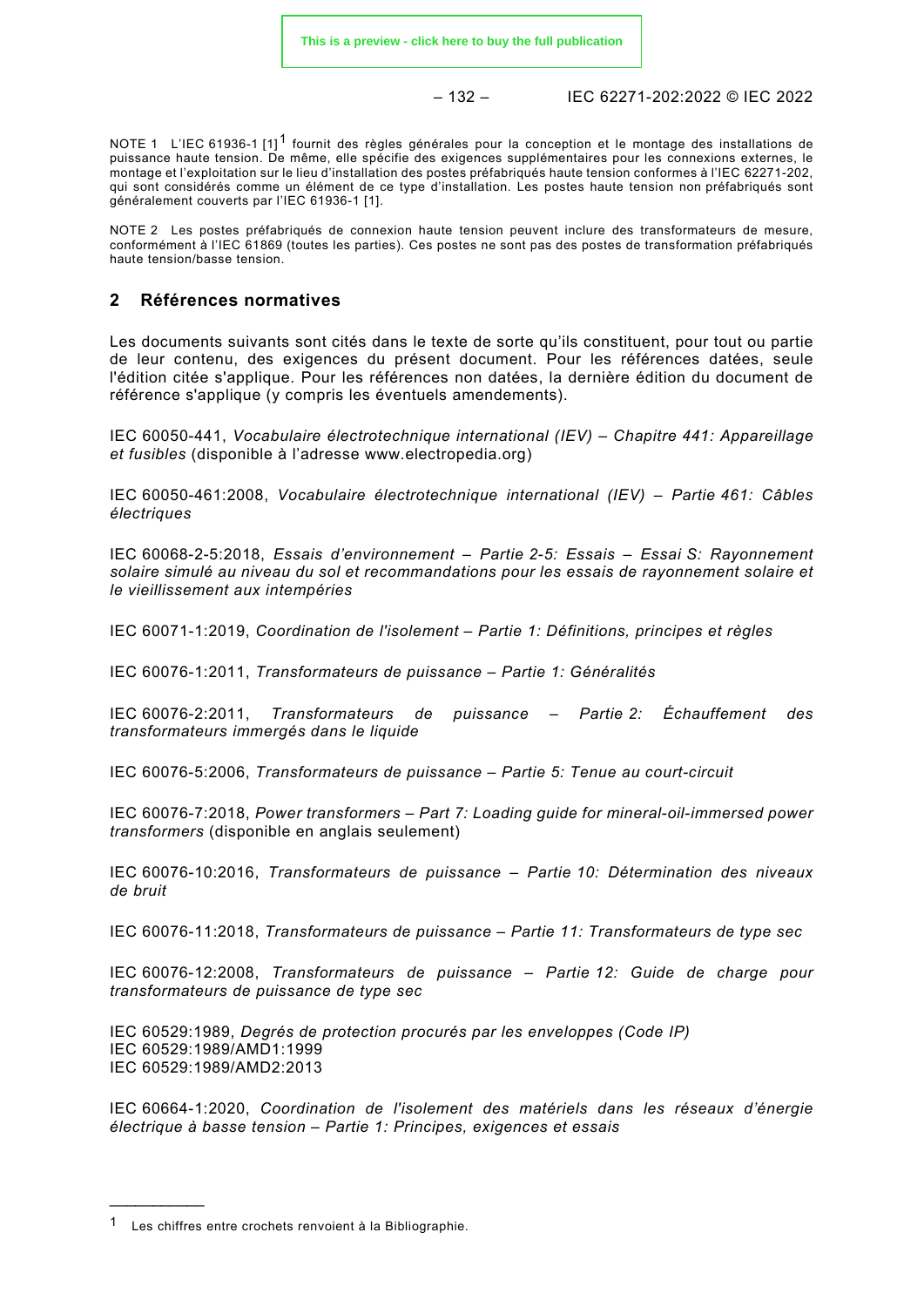NOTE 1 L'IEC 61936-1 [1][1] fournit des règles générales pour la conception et le montage des installations de puissance haute tension. De même, elle spécifie des exigences supplémentaires pour les connexions externes, le montage et l'exploitation sur le lieu d'installation des postes préfabriqués haute tension conformes à l'IEC 62271-202, qui sont considérés comme un élément de ce type d'installation. Les postes haute tension non préfabriqués sont généralement couverts par l'IEC 61936-1 [1].

NOTE 2 Les postes préfabriqués de connexion haute tension peuvent inclure des transformateurs de mesure, conformément à l'IEC 61869 (toutes les parties). Ces postes ne sont pas des postes de transformation préfabriqués haute tension/basse tension.

## 2 Références normatives

Les documents suivants sont cités dans le texte de sorte qu'ils constituent, pour tout ou partie de leur contenu, des exigences du présent document. Pour les références datées, seule l'édition citée s'applique. Pour les références non datées, la dernière édition du document de référence s'applique (y compris les éventuels amendements).

IEC 60050-441, *Vocabulaire électrotechnique international (IEV) – Chapitre 441: Appareillage et fusibles* (disponible à l'adresse www.electropedia.org)

IEC 60050-461:2008, *Vocabulaire électrotechnique international (IEV) – Partie 461: Câbles électriques*

IEC 60068-2-5:2018, *Essais d'environnement – Partie 2-5: Essais – Essai S: Rayonnement solaire simulé au niveau du sol et recommandations pour les essais de rayonnement solaire et le vieillissement aux intempéries*

IEC 60071-1:2019, *Coordination de l'isolement – Partie 1: Définitions, principes et règles*

IEC 60076-1:2011, *Transformateurs de puissance – Partie 1: Généralités*

IEC 60076-2:2011, *Transformateurs de puissance – Partie 2: Échauffement des transformateurs immergés dans le liquide*

IEC 60076-5:2006, *Transformateurs de puissance – Partie 5: Tenue au court-circuit*

IEC 60076-7:2018, *Power transformers – Part 7: Loading guide for mineral-oil-immersed power transformers* (disponible en anglais seulement)

IEC 60076-10:2016, *Transformateurs de puissance – Partie 10: Détermination des niveaux de bruit*

IEC 60076-11:2018, *Transformateurs de puissance – Partie 11: Transformateurs de type sec*

IEC 60076-12:2008, *Transformateurs de puissance – Partie 12: Guide de charge pour transformateurs de puissance de type sec*

IEC 60529:1989, *Degrés de protection procurés par les enveloppes (Code IP)*
IEC 60529:1989/AMD1:1999
IEC 60529:1989/AMD2:2013

IEC 60664-1:2020, *Coordination de l'isolement des matériels dans les réseaux d'énergie électrique à basse tension – Partie 1: Principes, exigences et essais*

---

[1] Les chiffres entre crochets renvoient à la Bibliographie.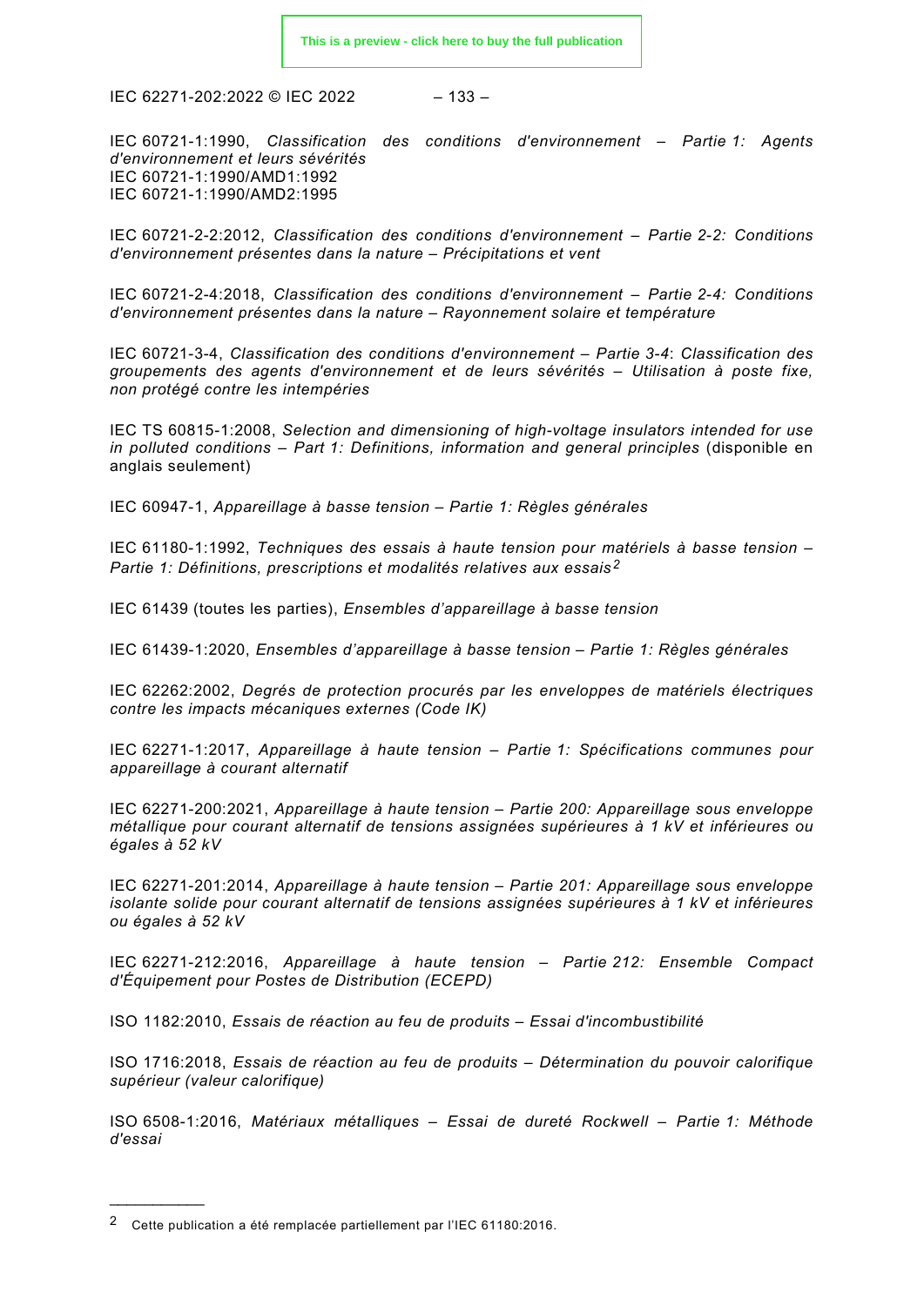IEC 60721-1:1990, *Classification des conditions d'environnement – Partie 1: Agents d'environnement et leurs sévérités*
IEC 60721-1:1990/AMD1:1992
IEC 60721-1:1990/AMD2:1995

IEC 60721-2-2:2012, *Classification des conditions d'environnement – Partie 2-2: Conditions d'environnement présentes dans la nature – Précipitations et vent*

IEC 60721-2-4:2018, *Classification des conditions d'environnement – Partie 2-4: Conditions d'environnement présentes dans la nature – Rayonnement solaire et température*

IEC 60721-3-4, *Classification des conditions d'environnement – Partie 3-4*: *Classification des groupements des agents d'environnement et de leurs sévérités – Utilisation à poste fixe, non protégé contre les intempéries*

IEC TS 60815-1:2008, *Selection and dimensioning of high-voltage insulators intended for use in polluted conditions – Part 1: Definitions, information and general principles* (disponible en anglais seulement)

IEC 60947-1, *Appareillage à basse tension – Partie 1: Règles générales*

IEC 61180-1:1992, *Techniques des essais à haute tension pour matériels à basse tension – Partie 1: Définitions, prescriptions et modalités relatives aux essais*[2]

IEC 61439 (toutes les parties), *Ensembles d'appareillage à basse tension*

IEC 61439-1:2020, *Ensembles d'appareillage à basse tension – Partie 1: Règles générales*

IEC 62262:2002, *Degrés de protection procurés par les enveloppes de matériels électriques contre les impacts mécaniques externes (Code IK)*

IEC 62271-1:2017, *Appareillage à haute tension – Partie 1: Spécifications communes pour appareillage à courant alternatif*

IEC 62271-200:2021, *Appareillage à haute tension – Partie 200: Appareillage sous enveloppe métallique pour courant alternatif de tensions assignées supérieures à 1 kV et inférieures ou égales à 52 kV*

IEC 62271-201:2014, *Appareillage à haute tension – Partie 201: Appareillage sous enveloppe isolante solide pour courant alternatif de tensions assignées supérieures à 1 kV et inférieures ou égales à 52 kV*

IEC 62271-212:2016, *Appareillage à haute tension – Partie 212: Ensemble Compact d'Équipement pour Postes de Distribution (ECEPD)*

ISO 1182:2010, *Essais de réaction au feu de produits – Essai d'incombustibilité*

ISO 1716:2018, *Essais de réaction au feu de produits – Détermination du pouvoir calorifique supérieur (valeur calorifique)*

ISO 6508-1:2016, *Matériaux métalliques – Essai de dureté Rockwell – Partie 1: Méthode d'essai*

---

[2] Cette publication a été remplacée partiellement par l'IEC 61180:2016.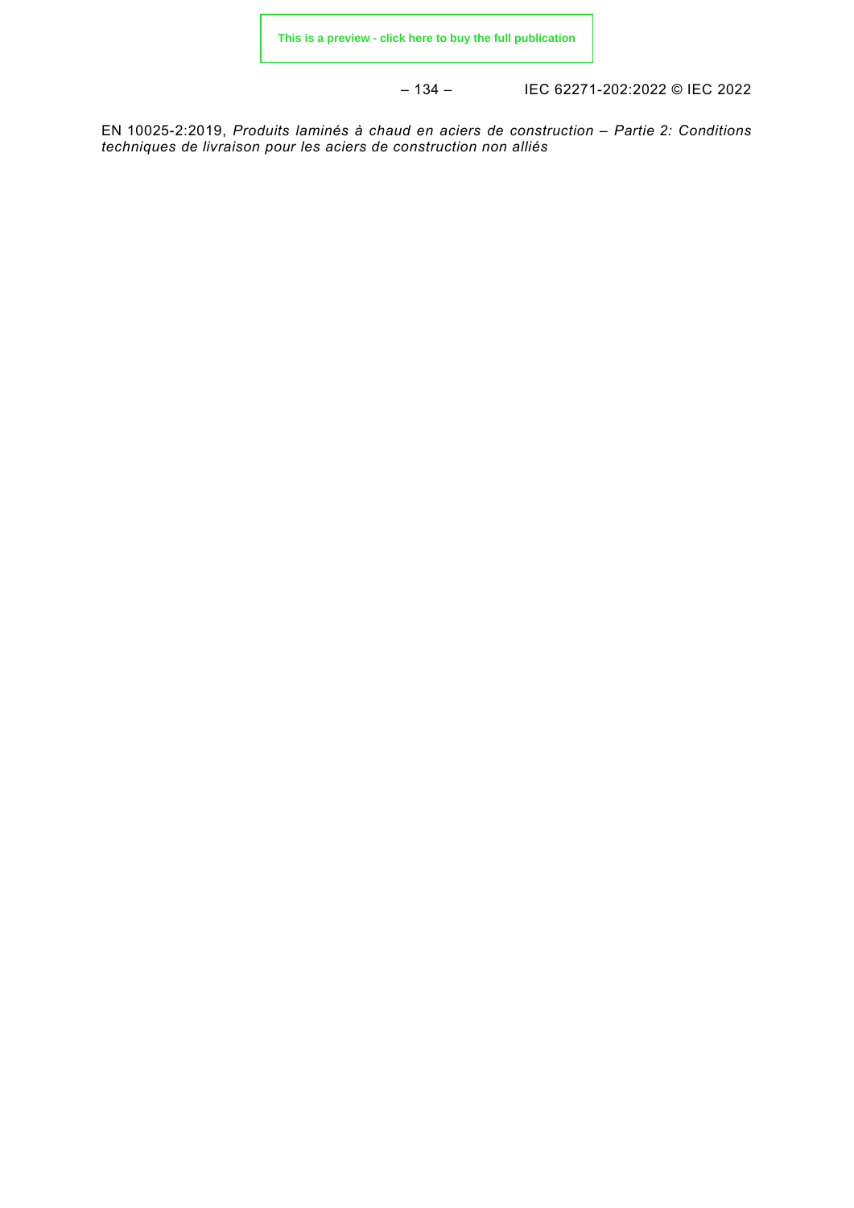EN 10025-2:2019, *Produits laminés à chaud en aciers de construction – Partie 2: Conditions techniques de livraison pour les aciers de construction non alliés*